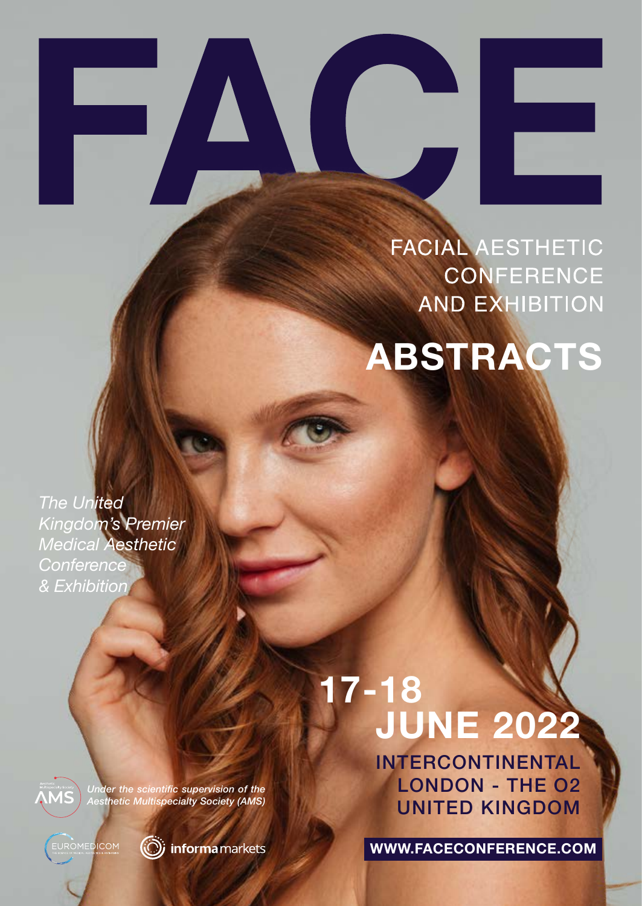# FACE

## FACIAL AESTHETIC CONFERENCE AND EXHIBITION

# ABSTRACTS

*The United Kingdom's Premier Medical Aesthetic Conference & Exhibition*

**17-18 JUNE 2022**

INTERCONTINENTAL LONDON - THE O2 UNITED KINGDOM

*Under the scientific supervision of the Aesthetic Multispecialty Society (AMS)*

EUROMEDICOM

informa markets

**WWW.FACECONFERENCE.COM**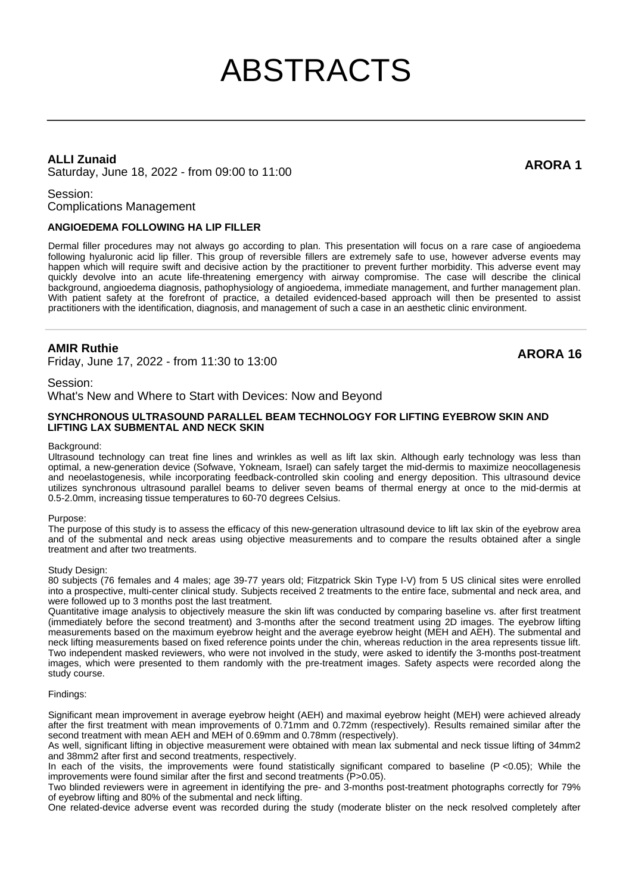# ABSTRACTS

---

**ALLI Zunaid**
Saturday, June 18, 2022 - from 09:00 to 11:00

**ARORA 1**

Session:
Complications Management

**ANGIOEDEMA FOLLOWING HA LIP FILLER**

Dermal filler procedures may not always go according to plan. This presentation will focus on a rare case of angioedema following hyaluronic acid lip filler. This group of reversible fillers are extremely safe to use, however adverse events may happen which will require swift and decisive action by the practitioner to prevent further morbidity. This adverse event may quickly devolve into an acute life-threatening emergency with airway compromise. The case will describe the clinical background, angioedema diagnosis, pathophysiology of angioedema, immediate management, and further management plan. With patient safety at the forefront of practice, a detailed evidenced-based approach will then be presented to assist practitioners with the identification, diagnosis, and management of such a case in an aesthetic clinic environment.

---

**AMIR Ruthie**
Friday, June 17, 2022 - from 11:30 to 13:00

**ARORA 16**

Session:
What's New and Where to Start with Devices: Now and Beyond

**SYNCHRONOUS ULTRASOUND PARALLEL BEAM TECHNOLOGY FOR LIFTING EYEBROW SKIN AND LIFTING LAX SUBMENTAL AND NECK SKIN**

Background:
Ultrasound technology can treat fine lines and wrinkles as well as lift lax skin. Although early technology was less than optimal, a new-generation device (Sofwave, Yokneam, Israel) can safely target the mid-dermis to maximize neocollagenesis and neoelastogenesis, while incorporating feedback-controlled skin cooling and energy deposition. This ultrasound device utilizes synchronous ultrasound parallel beams to deliver seven beams of thermal energy at once to the mid-dermis at 0.5-2.0mm, increasing tissue temperatures to 60-70 degrees Celsius.

Purpose:
The purpose of this study is to assess the efficacy of this new-generation ultrasound device to lift lax skin of the eyebrow area and of the submental and neck areas using objective measurements and to compare the results obtained after a single treatment and after two treatments.

Study Design:
80 subjects (76 females and 4 males; age 39-77 years old; Fitzpatrick Skin Type I-V) from 5 US clinical sites were enrolled into a prospective, multi-center clinical study. Subjects received 2 treatments to the entire face, submental and neck area, and were followed up to 3 months post the last treatment.
Quantitative image analysis to objectively measure the skin lift was conducted by comparing baseline vs. after first treatment (immediately before the second treatment) and 3-months after the second treatment using 2D images. The eyebrow lifting measurements based on the maximum eyebrow height and the average eyebrow height (MEH and AEH). The submental and neck lifting measurements based on fixed reference points under the chin, whereas reduction in the area represents tissue lift. Two independent masked reviewers, who were not involved in the study, were asked to identify the 3-months post-treatment images, which were presented to them randomly with the pre-treatment images. Safety aspects were recorded along the study course.

Findings:

Significant mean improvement in average eyebrow height (AEH) and maximal eyebrow height (MEH) were achieved already after the first treatment with mean improvements of 0.71mm and 0.72mm (respectively). Results remained similar after the second treatment with mean AEH and MEH of 0.69mm and 0.78mm (respectively).
As well, significant lifting in objective measurement were obtained with mean lax submental and neck tissue lifting of 34mm2 and 38mm2 after first and second treatments, respectively.
In each of the visits, the improvements were found statistically significant compared to baseline ($P < 0.05$); While the improvements were found similar after the first and second treatments ($P > 0.05$).
Two blinded reviewers were in agreement in identifying the pre- and 3-months post-treatment photographs correctly for 79% of eyebrow lifting and 80% of the submental and neck lifting.
One related-device adverse event was recorded during the study (moderate blister on the neck resolved completely after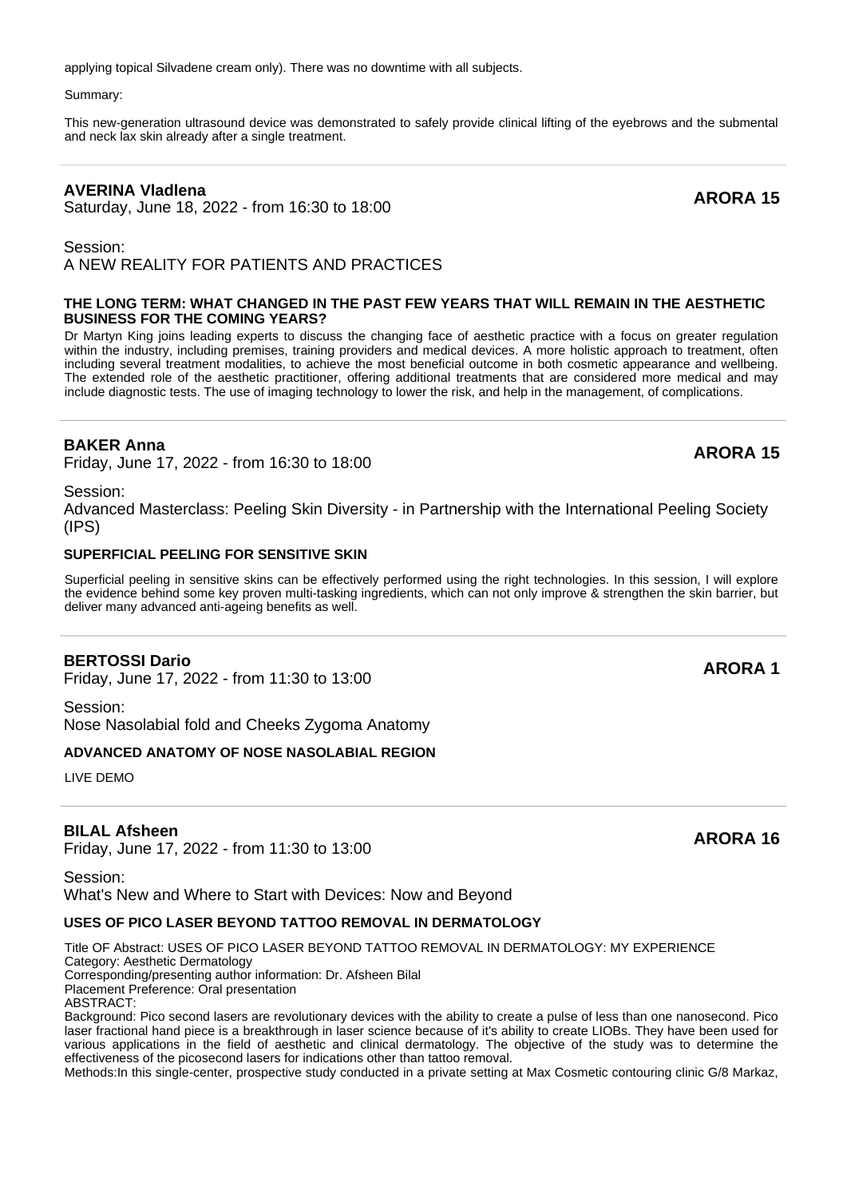applying topical Silvadene cream only). There was no downtime with all subjects.

Summary:

This new-generation ultrasound device was demonstrated to safely provide clinical lifting of the eyebrows and the submental and neck lax skin already after a single treatment.

---

**AVERINA Vladlena**
Saturday, June 18, 2022 - from 16:30 to 18:00

**ARORA 15**

Session:
A NEW REALITY FOR PATIENTS AND PRACTICES

**THE LONG TERM: WHAT CHANGED IN THE PAST FEW YEARS THAT WILL REMAIN IN THE AESTHETIC BUSINESS FOR THE COMING YEARS?**

Dr Martyn King joins leading experts to discuss the changing face of aesthetic practice with a focus on greater regulation within the industry, including premises, training providers and medical devices. A more holistic approach to treatment, often including several treatment modalities, to achieve the most beneficial outcome in both cosmetic appearance and wellbeing. The extended role of the aesthetic practitioner, offering additional treatments that are considered more medical and may include diagnostic tests. The use of imaging technology to lower the risk, and help in the management, of complications.

---

**BAKER Anna**
Friday, June 17, 2022 - from 16:30 to 18:00

**ARORA 15**

Session:
Advanced Masterclass: Peeling Skin Diversity - in Partnership with the International Peeling Society (IPS)

**SUPERFICIAL PEELING FOR SENSITIVE SKIN**

Superficial peeling in sensitive skins can be effectively performed using the right technologies. In this session, I will explore the evidence behind some key proven multi-tasking ingredients, which can not only improve & strengthen the skin barrier, but deliver many advanced anti-ageing benefits as well.

---

**BERTOSSI Dario**
Friday, June 17, 2022 - from 11:30 to 13:00

**ARORA 1**

Session:
Nose Nasolabial fold and Cheeks Zygoma Anatomy

**ADVANCED ANATOMY OF NOSE NASOLABIAL REGION**

LIVE DEMO

---

**BILAL Afsheen**
Friday, June 17, 2022 - from 11:30 to 13:00

**ARORA 16**

Session:
What's New and Where to Start with Devices: Now and Beyond

**USES OF PICO LASER BEYOND TATTOO REMOVAL IN DERMATOLOGY**

Title OF Abstract: USES OF PICO LASER BEYOND TATTOO REMOVAL IN DERMATOLOGY: MY EXPERIENCE
Category: Aesthetic Dermatology
Corresponding/presenting author information: Dr. Afsheen Bilal
Placement Preference: Oral presentation
ABSTRACT:
Background: Pico second lasers are revolutionary devices with the ability to create a pulse of less than one nanosecond. Pico laser fractional hand piece is a breakthrough in laser science because of it's ability to create LIOBs. They have been used for various applications in the field of aesthetic and clinical dermatology. The objective of the study was to determine the effectiveness of the picosecond lasers for indications other than tattoo removal.
Methods:In this single-center, prospective study conducted in a private setting at Max Cosmetic contouring clinic G/8 Markaz,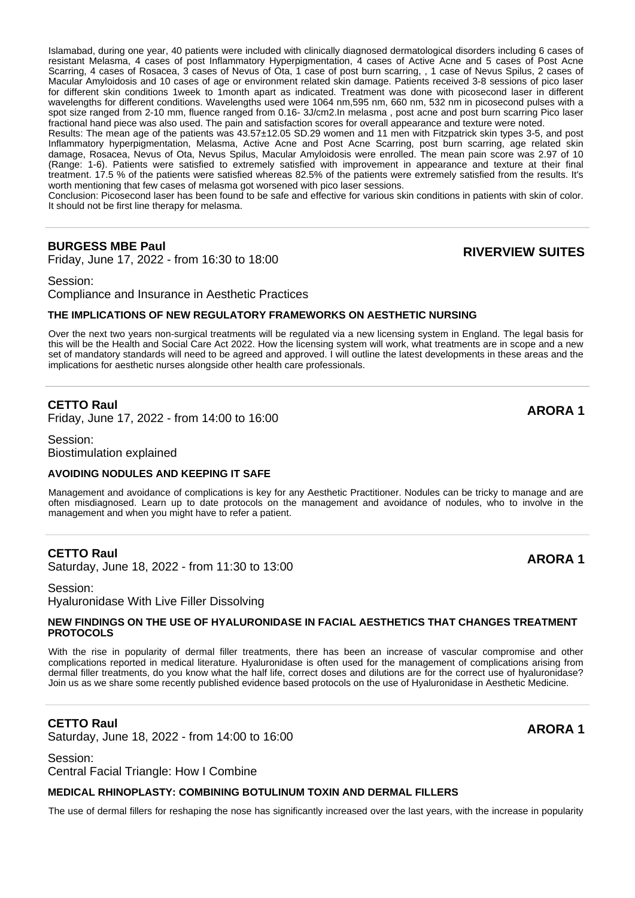Islamabad, during one year, 40 patients were included with clinically diagnosed dermatological disorders including 6 cases of resistant Melasma, 4 cases of post Inflammatory Hyperpigmentation, 4 cases of Active Acne and 5 cases of Post Acne Scarring, 4 cases of Rosacea, 3 cases of Nevus of Ota, 1 case of post burn scarring, , 1 case of Nevus Spilus, 2 cases of Macular Amyloidosis and 10 cases of age or environment related skin damage. Patients received 3-8 sessions of pico laser for different skin conditions 1week to 1month apart as indicated. Treatment was done with picosecond laser in different wavelengths for different conditions. Wavelengths used were 1064 nm,595 nm, 660 nm, 532 nm in picosecond pulses with a spot size ranged from 2-10 mm, fluence ranged from 0.16- 3J/cm2.In melasma , post acne and post burn scarring Pico laser fractional hand piece was also used. The pain and satisfaction scores for overall appearance and texture were noted.

Results: The mean age of the patients was 43.57±12.05 SD.29 women and 11 men with Fitzpatrick skin types 3-5, and post Inflammatory hyperpigmentation, Melasma, Active Acne and Post Acne Scarring, post burn scarring, age related skin damage, Rosacea, Nevus of Ota, Nevus Spilus, Macular Amyloidosis were enrolled. The mean pain score was 2.97 of 10 (Range: 1-6). Patients were satisfied to extremely satisfied with improvement in appearance and texture at their final treatment. 17.5 % of the patients were satisfied whereas 82.5% of the patients were extremely satisfied from the results. It's worth mentioning that few cases of melasma got worsened with pico laser sessions.

Conclusion: Picosecond laser has been found to be safe and effective for various skin conditions in patients with skin of color. It should not be first line therapy for melasma.

---

**BURGESS MBE Paul**
Friday, June 17, 2022 - from 16:30 to 18:00

**RIVERVIEW SUITES**

Session:
Compliance and Insurance in Aesthetic Practices

**THE IMPLICATIONS OF NEW REGULATORY FRAMEWORKS ON AESTHETIC NURSING**

Over the next two years non-surgical treatments will be regulated via a new licensing system in England. The legal basis for this will be the Health and Social Care Act 2022. How the licensing system will work, what treatments are in scope and a new set of mandatory standards will need to be agreed and approved. I will outline the latest developments in these areas and the implications for aesthetic nurses alongside other health care professionals.

---

**CETTO Raul**
Friday, June 17, 2022 - from 14:00 to 16:00

**ARORA 1**

Session:
Biostimulation explained

**AVOIDING NODULES AND KEEPING IT SAFE**

Management and avoidance of complications is key for any Aesthetic Practitioner. Nodules can be tricky to manage and are often misdiagnosed. Learn up to date protocols on the management and avoidance of nodules, who to involve in the management and when you might have to refer a patient.

---

**CETTO Raul**
Saturday, June 18, 2022 - from 11:30 to 13:00

**ARORA 1**

Session:
Hyaluronidase With Live Filler Dissolving

**NEW FINDINGS ON THE USE OF HYALURONIDASE IN FACIAL AESTHETICS THAT CHANGES TREATMENT PROTOCOLS**

With the rise in popularity of dermal filler treatments, there has been an increase of vascular compromise and other complications reported in medical literature. Hyaluronidase is often used for the management of complications arising from dermal filler treatments, do you know what the half life, correct doses and dilutions are for the correct use of hyaluronidase? Join us as we share some recently published evidence based protocols on the use of Hyaluronidase in Aesthetic Medicine.

---

**CETTO Raul**
Saturday, June 18, 2022 - from 14:00 to 16:00

**ARORA 1**

Session:
Central Facial Triangle: How I Combine

**MEDICAL RHINOPLASTY: COMBINING BOTULINUM TOXIN AND DERMAL FILLERS**

The use of dermal fillers for reshaping the nose has significantly increased over the last years, with the increase in popularity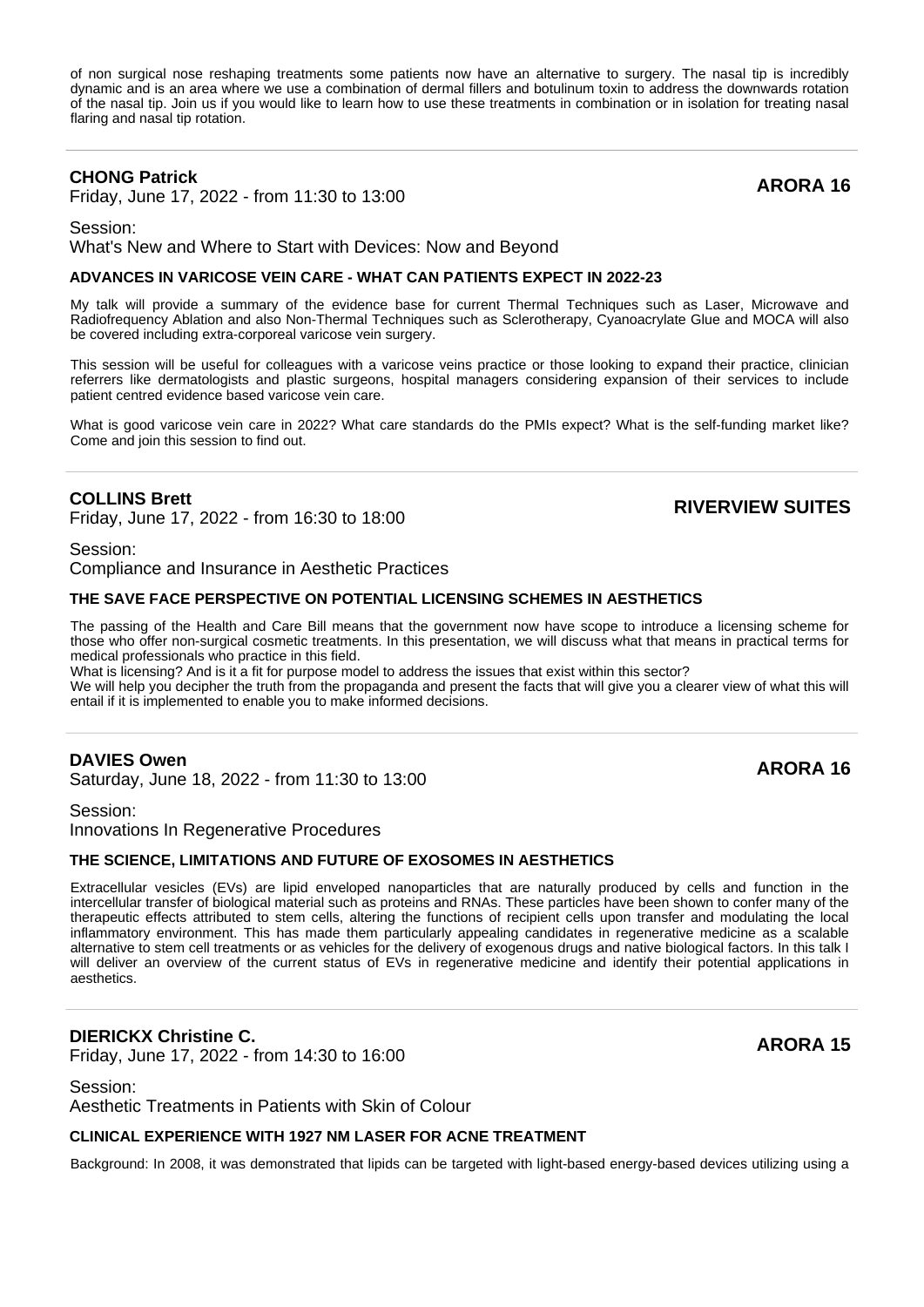of non surgical nose reshaping treatments some patients now have an alternative to surgery. The nasal tip is incredibly dynamic and is an area where we use a combination of dermal fillers and botulinum toxin to address the downwards rotation of the nasal tip. Join us if you would like to learn how to use these treatments in combination or in isolation for treating nasal flaring and nasal tip rotation.

---

**CHONG Patrick**
Friday, June 17, 2022 - from 11:30 to 13:00

**ARORA 16**

Session:
What's New and Where to Start with Devices: Now and Beyond

**ADVANCES IN VARICOSE VEIN CARE - WHAT CAN PATIENTS EXPECT IN 2022-23**

My talk will provide a summary of the evidence base for current Thermal Techniques such as Laser, Microwave and Radiofrequency Ablation and also Non-Thermal Techniques such as Sclerotherapy, Cyanoacrylate Glue and MOCA will also be covered including extra-corporeal varicose vein surgery.

This session will be useful for colleagues with a varicose veins practice or those looking to expand their practice, clinician referrers like dermatologists and plastic surgeons, hospital managers considering expansion of their services to include patient centred evidence based varicose vein care.

What is good varicose vein care in 2022? What care standards do the PMIs expect? What is the self-funding market like? Come and join this session to find out.

---

**COLLINS Brett**
Friday, June 17, 2022 - from 16:30 to 18:00

**RIVERVIEW SUITES**

Session:
Compliance and Insurance in Aesthetic Practices

**THE SAVE FACE PERSPECTIVE ON POTENTIAL LICENSING SCHEMES IN AESTHETICS**

The passing of the Health and Care Bill means that the government now have scope to introduce a licensing scheme for those who offer non-surgical cosmetic treatments. In this presentation, we will discuss what that means in practical terms for medical professionals who practice in this field.
What is licensing? And is it a fit for purpose model to address the issues that exist within this sector?
We will help you decipher the truth from the propaganda and present the facts that will give you a clearer view of what this will entail if it is implemented to enable you to make informed decisions.

---

**DAVIES Owen**
Saturday, June 18, 2022 - from 11:30 to 13:00

**ARORA 16**

Session:
Innovations In Regenerative Procedures

**THE SCIENCE, LIMITATIONS AND FUTURE OF EXOSOMES IN AESTHETICS**

Extracellular vesicles (EVs) are lipid enveloped nanoparticles that are naturally produced by cells and function in the intercellular transfer of biological material such as proteins and RNAs. These particles have been shown to confer many of the therapeutic effects attributed to stem cells, altering the functions of recipient cells upon transfer and modulating the local inflammatory environment. This has made them particularly appealing candidates in regenerative medicine as a scalable alternative to stem cell treatments or as vehicles for the delivery of exogenous drugs and native biological factors. In this talk I will deliver an overview of the current status of EVs in regenerative medicine and identify their potential applications in aesthetics.

---

**DIERICKX Christine C.**
Friday, June 17, 2022 - from 14:30 to 16:00

**ARORA 15**

Session:
Aesthetic Treatments in Patients with Skin of Colour

**CLINICAL EXPERIENCE WITH 1927 NM LASER FOR ACNE TREATMENT**

Background: In 2008, it was demonstrated that lipids can be targeted with light-based energy-based devices utilizing using a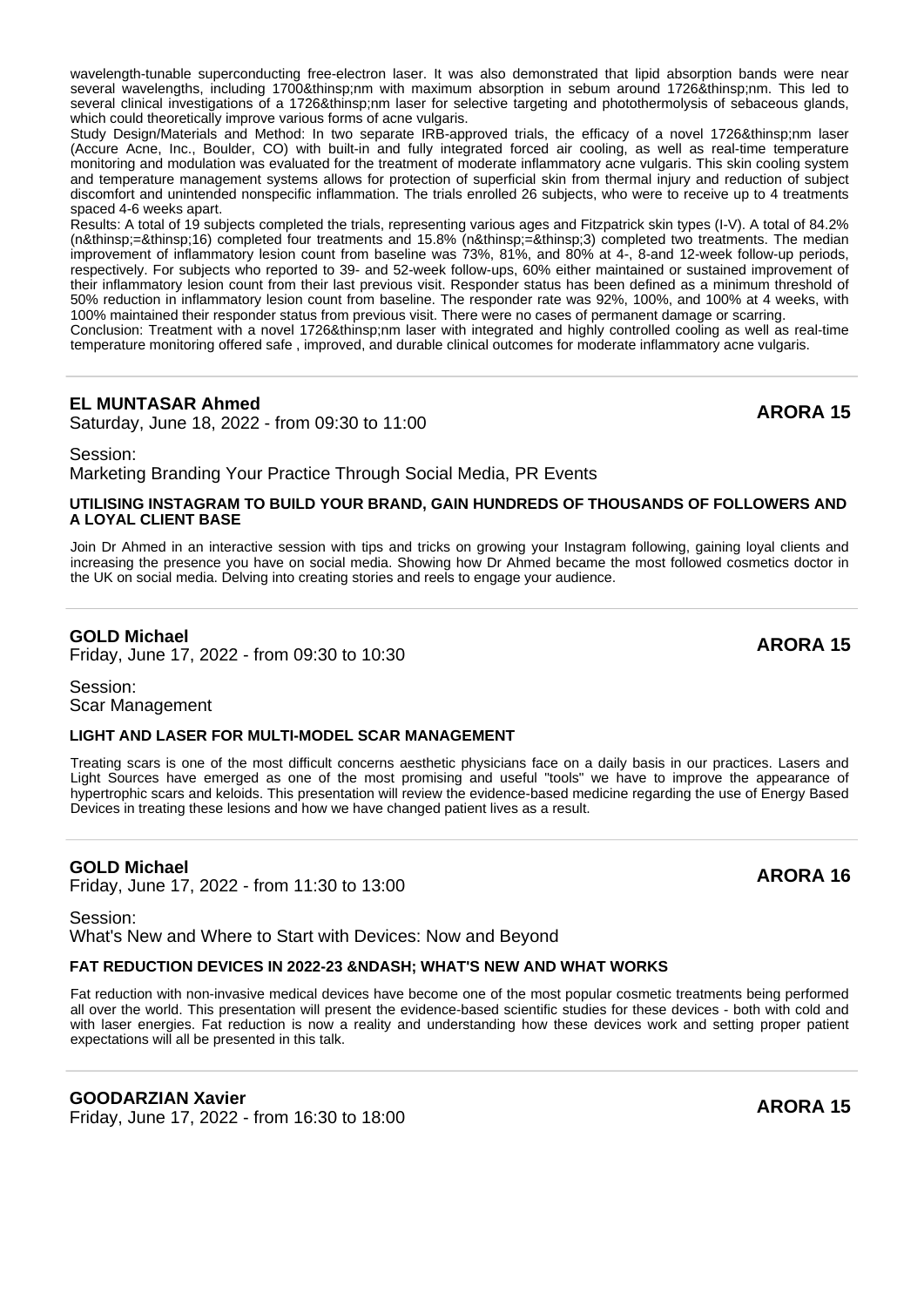wavelength-tunable superconducting free-electron laser. It was also demonstrated that lipid absorption bands were near several wavelengths, including 1700&thinsp;nm with maximum absorption in sebum around 1726&thinsp;nm. This led to several clinical investigations of a 1726&thinsp;nm laser for selective targeting and photothermolysis of sebaceous glands, which could theoretically improve various forms of acne vulgaris.

Study Design/Materials and Method: In two separate IRB-approved trials, the efficacy of a novel 1726&thinsp;nm laser (Accure Acne, Inc., Boulder, CO) with built-in and fully integrated forced air cooling, as well as real-time temperature monitoring and modulation was evaluated for the treatment of moderate inflammatory acne vulgaris. This skin cooling system and temperature management systems allows for protection of superficial skin from thermal injury and reduction of subject discomfort and unintended nonspecific inflammation. The trials enrolled 26 subjects, who were to receive up to 4 treatments spaced 4-6 weeks apart.

Results: A total of 19 subjects completed the trials, representing various ages and Fitzpatrick skin types (I-V). A total of 84.2% (n&thinsp;=&thinsp;16) completed four treatments and 15.8% (n&thinsp;=&thinsp;3) completed two treatments. The median improvement of inflammatory lesion count from baseline was 73%, 81%, and 80% at 4-, 8-and 12-week follow-up periods, respectively. For subjects who reported to 39- and 52-week follow-ups, 60% either maintained or sustained improvement of their inflammatory lesion count from their last previous visit. Responder status has been defined as a minimum threshold of 50% reduction in inflammatory lesion count from baseline. The responder rate was 92%, 100%, and 100% at 4 weeks, with 100% maintained their responder status from previous visit. There were no cases of permanent damage or scarring.

Conclusion: Treatment with a novel 1726&thinsp;nm laser with integrated and highly controlled cooling as well as real-time temperature monitoring offered safe , improved, and durable clinical outcomes for moderate inflammatory acne vulgaris.

---

**EL MUNTASAR Ahmed** — **ARORA 15**

Saturday, June 18, 2022 - from 09:30 to 11:00

Session:
Marketing Branding Your Practice Through Social Media, PR Events

**UTILISING INSTAGRAM TO BUILD YOUR BRAND, GAIN HUNDREDS OF THOUSANDS OF FOLLOWERS AND A LOYAL CLIENT BASE**

Join Dr Ahmed in an interactive session with tips and tricks on growing your Instagram following, gaining loyal clients and increasing the presence you have on social media. Showing how Dr Ahmed became the most followed cosmetics doctor in the UK on social media. Delving into creating stories and reels to engage your audience.

---

**GOLD Michael** — **ARORA 15**

Friday, June 17, 2022 - from 09:30 to 10:30

Session:
Scar Management

**LIGHT AND LASER FOR MULTI-MODEL SCAR MANAGEMENT**

Treating scars is one of the most difficult concerns aesthetic physicians face on a daily basis in our practices. Lasers and Light Sources have emerged as one of the most promising and useful "tools" we have to improve the appearance of hypertrophic scars and keloids. This presentation will review the evidence-based medicine regarding the use of Energy Based Devices in treating these lesions and how we have changed patient lives as a result.

---

**GOLD Michael** — **ARORA 16**

Friday, June 17, 2022 - from 11:30 to 13:00

Session:
What's New and Where to Start with Devices: Now and Beyond

**FAT REDUCTION DEVICES IN 2022-23 &NDASH; WHAT'S NEW AND WHAT WORKS**

Fat reduction with non-invasive medical devices have become one of the most popular cosmetic treatments being performed all over the world. This presentation will present the evidence-based scientific studies for these devices - both with cold and with laser energies. Fat reduction is now a reality and understanding how these devices work and setting proper patient expectations will all be presented in this talk.

---

**GOODARZIAN Xavier** — **ARORA 15**

Friday, June 17, 2022 - from 16:30 to 18:00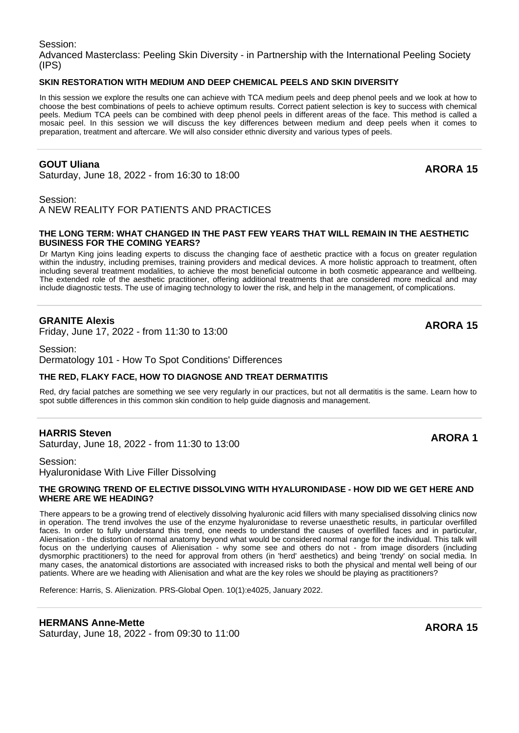Session:
Advanced Masterclass: Peeling Skin Diversity - in Partnership with the International Peeling Society (IPS)

**SKIN RESTORATION WITH MEDIUM AND DEEP CHEMICAL PEELS AND SKIN DIVERSITY**

In this session we explore the results one can achieve with TCA medium peels and deep phenol peels and we look at how to choose the best combinations of peels to achieve optimum results. Correct patient selection is key to success with chemical peels. Medium TCA peels can be combined with deep phenol peels in different areas of the face. This method is called a mosaic peel. In this session we will discuss the key differences between medium and deep peels when it comes to preparation, treatment and aftercare. We will also consider ethnic diversity and various types of peels.

---

**GOUT Uliana**
Saturday, June 18, 2022 - from 16:30 to 18:00

**ARORA 15**

Session:
A NEW REALITY FOR PATIENTS AND PRACTICES

**THE LONG TERM: WHAT CHANGED IN THE PAST FEW YEARS THAT WILL REMAIN IN THE AESTHETIC BUSINESS FOR THE COMING YEARS?**

Dr Martyn King joins leading experts to discuss the changing face of aesthetic practice with a focus on greater regulation within the industry, including premises, training providers and medical devices. A more holistic approach to treatment, often including several treatment modalities, to achieve the most beneficial outcome in both cosmetic appearance and wellbeing. The extended role of the aesthetic practitioner, offering additional treatments that are considered more medical and may include diagnostic tests. The use of imaging technology to lower the risk, and help in the management, of complications.

---

**GRANITE Alexis**
Friday, June 17, 2022 - from 11:30 to 13:00

**ARORA 15**

Session:
Dermatology 101 - How To Spot Conditions' Differences

**THE RED, FLAKY FACE, HOW TO DIAGNOSE AND TREAT DERMATITIS**

Red, dry facial patches are something we see very regularly in our practices, but not all dermatitis is the same. Learn how to spot subtle differences in this common skin condition to help guide diagnosis and management.

---

**HARRIS Steven**
Saturday, June 18, 2022 - from 11:30 to 13:00

**ARORA 1**

Session:
Hyaluronidase With Live Filler Dissolving

**THE GROWING TREND OF ELECTIVE DISSOLVING WITH HYALURONIDASE - HOW DID WE GET HERE AND WHERE ARE WE HEADING?**

There appears to be a growing trend of electively dissolving hyaluronic acid fillers with many specialised dissolving clinics now in operation. The trend involves the use of the enzyme hyaluronidase to reverse unaesthetic results, in particular overfilled faces. In order to fully understand this trend, one needs to understand the causes of overfilled faces and in particular, Alienisation - the distortion of normal anatomy beyond what would be considered normal range for the individual. This talk will focus on the underlying causes of Alienisation - why some see and others do not - from image disorders (including dysmorphic practitioners) to the need for approval from others (in 'herd' aesthetics) and being 'trendy' on social media. In many cases, the anatomical distortions are associated with increased risks to both the physical and mental well being of our patients. Where are we heading with Alienisation and what are the key roles we should be playing as practitioners?

Reference: Harris, S. Alienization. PRS-Global Open. 10(1):e4025, January 2022.

---

**HERMANS Anne-Mette**
Saturday, June 18, 2022 - from 09:30 to 11:00

**ARORA 15**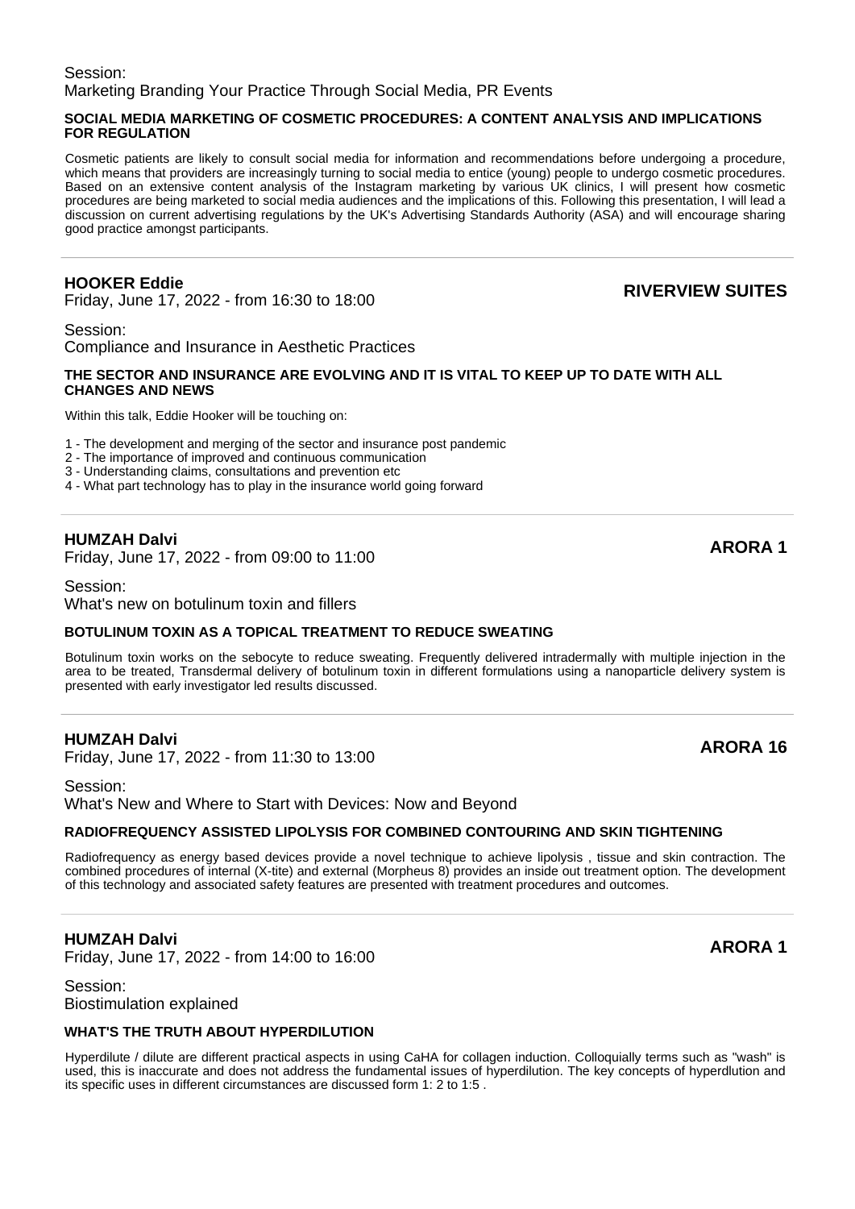Session:
Marketing Branding Your Practice Through Social Media, PR Events

**SOCIAL MEDIA MARKETING OF COSMETIC PROCEDURES: A CONTENT ANALYSIS AND IMPLICATIONS FOR REGULATION**

Cosmetic patients are likely to consult social media for information and recommendations before undergoing a procedure, which means that providers are increasingly turning to social media to entice (young) people to undergo cosmetic procedures. Based on an extensive content analysis of the Instagram marketing by various UK clinics, I will present how cosmetic procedures are being marketed to social media audiences and the implications of this. Following this presentation, I will lead a discussion on current advertising regulations by the UK's Advertising Standards Authority (ASA) and will encourage sharing good practice amongst participants.

---

### HOOKER Eddie

Friday, June 17, 2022 - from 16:30 to 18:00

**RIVERVIEW SUITES**

Session:
Compliance and Insurance in Aesthetic Practices

**THE SECTOR AND INSURANCE ARE EVOLVING AND IT IS VITAL TO KEEP UP TO DATE WITH ALL CHANGES AND NEWS**

Within this talk, Eddie Hooker will be touching on:

1 - The development and merging of the sector and insurance post pandemic
2 - The importance of improved and continuous communication
3 - Understanding claims, consultations and prevention etc
4 - What part technology has to play in the insurance world going forward

---

### HUMZAH Dalvi

Friday, June 17, 2022 - from 09:00 to 11:00

**ARORA 1**

Session:
What's new on botulinum toxin and fillers

**BOTULINUM TOXIN AS A TOPICAL TREATMENT TO REDUCE SWEATING**

Botulinum toxin works on the sebocyte to reduce sweating. Frequently delivered intradermally with multiple injection in the area to be treated, Transdermal delivery of botulinum toxin in different formulations using a nanoparticle delivery system is presented with early investigator led results discussed.

---

### HUMZAH Dalvi

Friday, June 17, 2022 - from 11:30 to 13:00

**ARORA 16**

Session:
What's New and Where to Start with Devices: Now and Beyond

**RADIOFREQUENCY ASSISTED LIPOLYSIS FOR COMBINED CONTOURING AND SKIN TIGHTENING**

Radiofrequency as energy based devices provide a novel technique to achieve lipolysis , tissue and skin contraction. The combined procedures of internal (X-tite) and external (Morpheus 8) provides an inside out treatment option. The development of this technology and associated safety features are presented with treatment procedures and outcomes.

---

### HUMZAH Dalvi

Friday, June 17, 2022 - from 14:00 to 16:00

**ARORA 1**

Session:
Biostimulation explained

**WHAT'S THE TRUTH ABOUT HYPERDILUTION**

Hyperdilute / dilute are different practical aspects in using CaHA for collagen induction. Colloquially terms such as "wash" is used, this is inaccurate and does not address the fundamental issues of hyperdilution. The key concepts of hyperdlution and its specific uses in different circumstances are discussed form 1: 2 to 1:5 .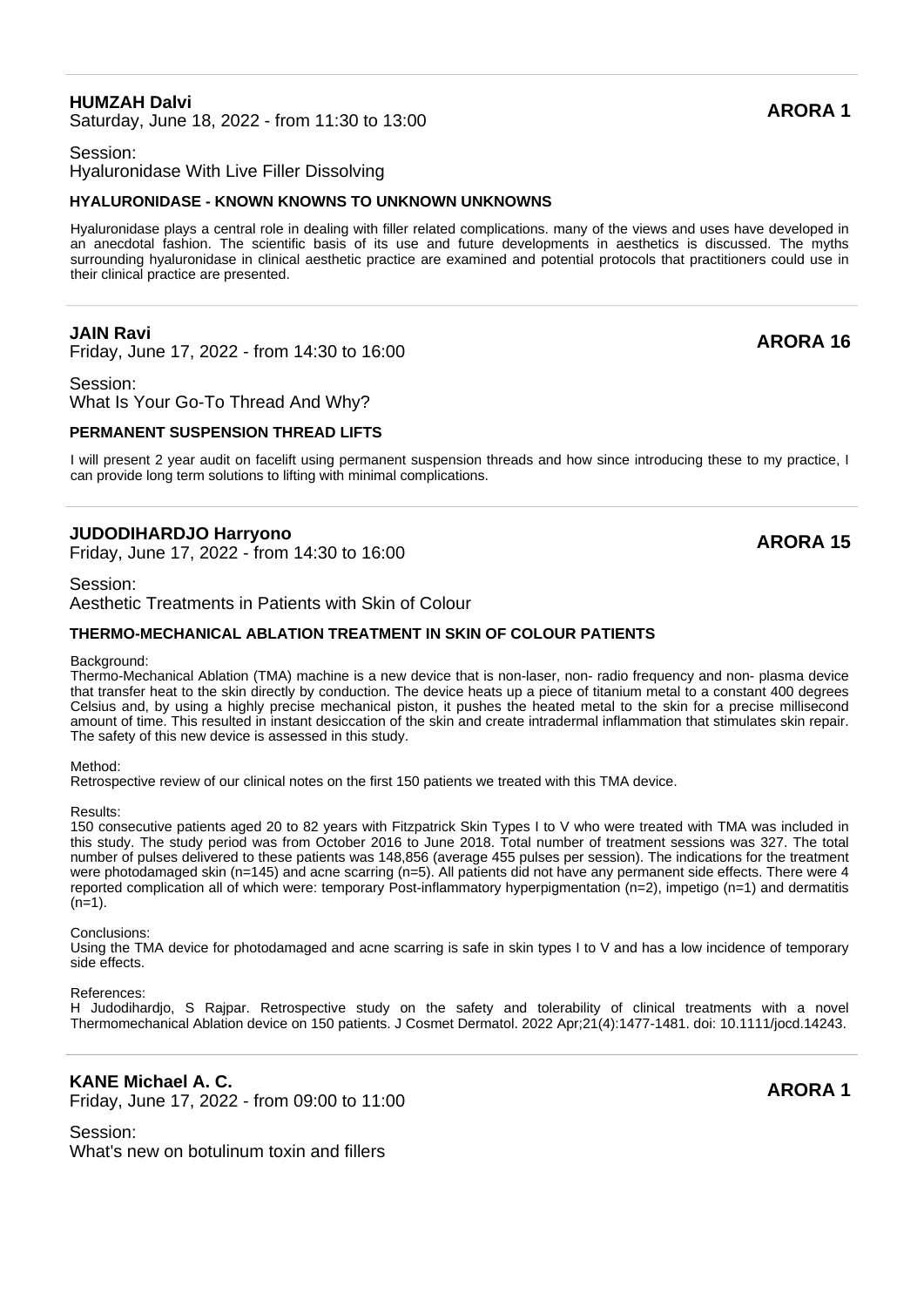**HUMZAH Dalvi**
Saturday, June 18, 2022 - from 11:30 to 13:00

**ARORA 1**

Session:
Hyaluronidase With Live Filler Dissolving

**HYALURONIDASE - KNOWN KNOWNS TO UNKNOWN UNKNOWNS**

Hyaluronidase plays a central role in dealing with filler related complications. many of the views and uses have developed in an anecdotal fashion. The scientific basis of its use and future developments in aesthetics is discussed. The myths surrounding hyaluronidase in clinical aesthetic practice are examined and potential protocols that practitioners could use in their clinical practice are presented.

---

**JAIN Ravi**
Friday, June 17, 2022 - from 14:30 to 16:00

**ARORA 16**

Session:
What Is Your Go-To Thread And Why?

**PERMANENT SUSPENSION THREAD LIFTS**

I will present 2 year audit on facelift using permanent suspension threads and how since introducing these to my practice, I can provide long term solutions to lifting with minimal complications.

---

**JUDODIHARDJO Harryono**
Friday, June 17, 2022 - from 14:30 to 16:00

**ARORA 15**

Session:
Aesthetic Treatments in Patients with Skin of Colour

**THERMO-MECHANICAL ABLATION TREATMENT IN SKIN OF COLOUR PATIENTS**

Background:
Thermo-Mechanical Ablation (TMA) machine is a new device that is non-laser, non- radio frequency and non- plasma device that transfer heat to the skin directly by conduction. The device heats up a piece of titanium metal to a constant 400 degrees Celsius and, by using a highly precise mechanical piston, it pushes the heated metal to the skin for a precise millisecond amount of time. This resulted in instant desiccation of the skin and create intradermal inflammation that stimulates skin repair. The safety of this new device is assessed in this study.

Method:
Retrospective review of our clinical notes on the first 150 patients we treated with this TMA device.

Results:
150 consecutive patients aged 20 to 82 years with Fitzpatrick Skin Types I to V who were treated with TMA was included in this study. The study period was from October 2016 to June 2018. Total number of treatment sessions was 327. The total number of pulses delivered to these patients was 148,856 (average 455 pulses per session). The indications for the treatment were photodamaged skin (n=145) and acne scarring (n=5). All patients did not have any permanent side effects. There were 4 reported complication all of which were: temporary Post-inflammatory hyperpigmentation (n=2), impetigo (n=1) and dermatitis (n=1).

Conclusions:
Using the TMA device for photodamaged and acne scarring is safe in skin types I to V and has a low incidence of temporary side effects.

References:
H Judodihardjo, S Rajpar. Retrospective study on the safety and tolerability of clinical treatments with a novel Thermomechanical Ablation device on 150 patients. J Cosmet Dermatol. 2022 Apr;21(4):1477-1481. doi: 10.1111/jocd.14243.

---

**KANE Michael A. C.**
Friday, June 17, 2022 - from 09:00 to 11:00

**ARORA 1**

Session:
What's new on botulinum toxin and fillers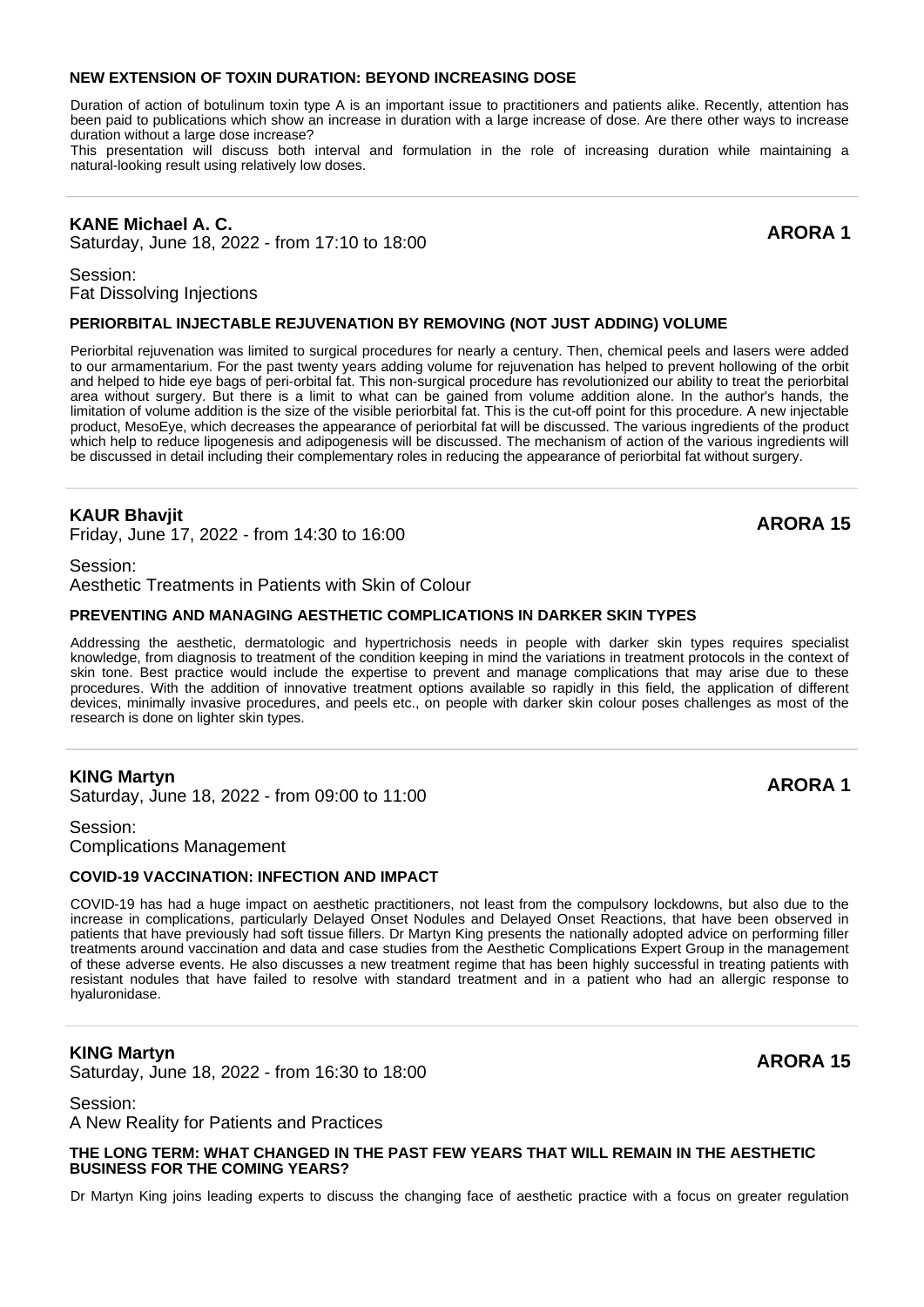#### NEW EXTENSION OF TOXIN DURATION: BEYOND INCREASING DOSE

Duration of action of botulinum toxin type A is an important issue to practitioners and patients alike. Recently, attention has been paid to publications which show an increase in duration with a large increase of dose. Are there other ways to increase duration without a large dose increase?
This presentation will discuss both interval and formulation in the role of increasing duration while maintaining a natural-looking result using relatively low doses.

---

### KANE Michael A. C.

Saturday, June 18, 2022 - from 17:10 to 18:00

**ARORA 1**

Session:
Fat Dissolving Injections

#### PERIORBITAL INJECTABLE REJUVENATION BY REMOVING (NOT JUST ADDING) VOLUME

Periorbital rejuvenation was limited to surgical procedures for nearly a century. Then, chemical peels and lasers were added to our armamentarium. For the past twenty years adding volume for rejuvenation has helped to prevent hollowing of the orbit and helped to hide eye bags of peri-orbital fat. This non-surgical procedure has revolutionized our ability to treat the periorbital area without surgery. But there is a limit to what can be gained from volume addition alone. In the author's hands, the limitation of volume addition is the size of the visible periorbital fat. This is the cut-off point for this procedure. A new injectable product, MesoEye, which decreases the appearance of periorbital fat will be discussed. The various ingredients of the product which help to reduce lipogenesis and adipogenesis will be discussed. The mechanism of action of the various ingredients will be discussed in detail including their complementary roles in reducing the appearance of periorbital fat without surgery.

---

### KAUR Bhavjit

Friday, June 17, 2022 - from 14:30 to 16:00

**ARORA 15**

Session:
Aesthetic Treatments in Patients with Skin of Colour

#### PREVENTING AND MANAGING AESTHETIC COMPLICATIONS IN DARKER SKIN TYPES

Addressing the aesthetic, dermatologic and hypertrichosis needs in people with darker skin types requires specialist knowledge, from diagnosis to treatment of the condition keeping in mind the variations in treatment protocols in the context of skin tone. Best practice would include the expertise to prevent and manage complications that may arise due to these procedures. With the addition of innovative treatment options available so rapidly in this field, the application of different devices, minimally invasive procedures, and peels etc., on people with darker skin colour poses challenges as most of the research is done on lighter skin types.

---

### KING Martyn

Saturday, June 18, 2022 - from 09:00 to 11:00

**ARORA 1**

Session:
Complications Management

#### COVID-19 VACCINATION: INFECTION AND IMPACT

COVID-19 has had a huge impact on aesthetic practitioners, not least from the compulsory lockdowns, but also due to the increase in complications, particularly Delayed Onset Nodules and Delayed Onset Reactions, that have been observed in patients that have previously had soft tissue fillers. Dr Martyn King presents the nationally adopted advice on performing filler treatments around vaccination and data and case studies from the Aesthetic Complications Expert Group in the management of these adverse events. He also discusses a new treatment regime that has been highly successful in treating patients with resistant nodules that have failed to resolve with standard treatment and in a patient who had an allergic response to hyaluronidase.

---

### KING Martyn

Saturday, June 18, 2022 - from 16:30 to 18:00

**ARORA 15**

Session:
A New Reality for Patients and Practices

#### THE LONG TERM: WHAT CHANGED IN THE PAST FEW YEARS THAT WILL REMAIN IN THE AESTHETIC BUSINESS FOR THE COMING YEARS?

Dr Martyn King joins leading experts to discuss the changing face of aesthetic practice with a focus on greater regulation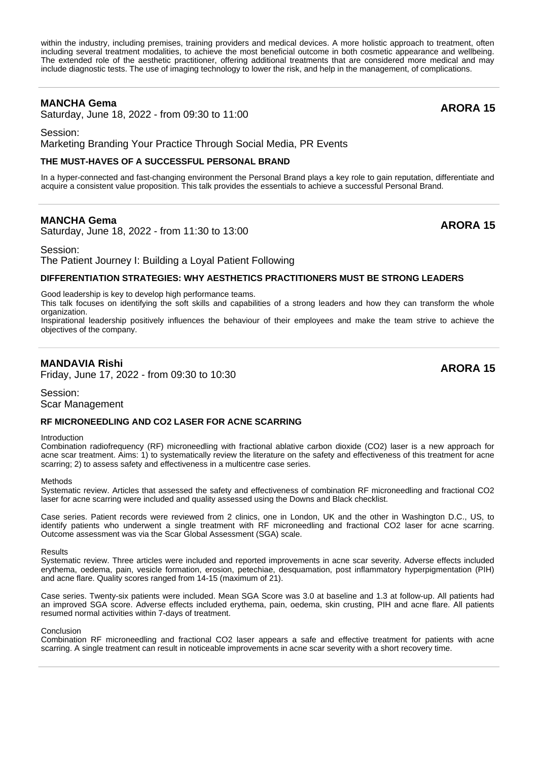within the industry, including premises, training providers and medical devices. A more holistic approach to treatment, often including several treatment modalities, to achieve the most beneficial outcome in both cosmetic appearance and wellbeing. The extended role of the aesthetic practitioner, offering additional treatments that are considered more medical and may include diagnostic tests. The use of imaging technology to lower the risk, and help in the management, of complications.

---

**MANCHA Gema**
Saturday, June 18, 2022 - from 09:30 to 11:00

**ARORA 15**

Session:
Marketing Branding Your Practice Through Social Media, PR Events

**THE MUST-HAVES OF A SUCCESSFUL PERSONAL BRAND**

In a hyper-connected and fast-changing environment the Personal Brand plays a key role to gain reputation, differentiate and acquire a consistent value proposition. This talk provides the essentials to achieve a successful Personal Brand.

---

**MANCHA Gema**
Saturday, June 18, 2022 - from 11:30 to 13:00

**ARORA 15**

Session:
The Patient Journey I: Building a Loyal Patient Following

**DIFFERENTIATION STRATEGIES: WHY AESTHETICS PRACTITIONERS MUST BE STRONG LEADERS**

Good leadership is key to develop high performance teams.
This talk focuses on identifying the soft skills and capabilities of a strong leaders and how they can transform the whole organization.
Inspirational leadership positively influences the behaviour of their employees and make the team strive to achieve the objectives of the company.

---

**MANDAVIA Rishi**
Friday, June 17, 2022 - from 09:30 to 10:30

**ARORA 15**

Session:
Scar Management

**RF MICRONEEDLING AND CO2 LASER FOR ACNE SCARRING**

Introduction
Combination radiofrequency (RF) microneedling with fractional ablative carbon dioxide ($CO_2$) laser is a new approach for acne scar treatment. Aims: 1) to systematically review the literature on the safety and effectiveness of this treatment for acne scarring; 2) to assess safety and effectiveness in a multicentre case series.

Methods
Systematic review. Articles that assessed the safety and effectiveness of combination RF microneedling and fractional $CO_2$ laser for acne scarring were included and quality assessed using the Downs and Black checklist.

Case series. Patient records were reviewed from 2 clinics, one in London, UK and the other in Washington D.C., US, to identify patients who underwent a single treatment with RF microneedling and fractional $CO_2$ laser for acne scarring. Outcome assessment was via the Scar Global Assessment (SGA) scale.

Results
Systematic review. Three articles were included and reported improvements in acne scar severity. Adverse effects included erythema, oedema, pain, vesicle formation, erosion, petechiae, desquamation, post inflammatory hyperpigmentation (PIH) and acne flare. Quality scores ranged from 14-15 (maximum of 21).

Case series. Twenty-six patients were included. Mean SGA Score was 3.0 at baseline and 1.3 at follow-up. All patients had an improved SGA score. Adverse effects included erythema, pain, oedema, skin crusting, PIH and acne flare. All patients resumed normal activities within 7-days of treatment.

Conclusion
Combination RF microneedling and fractional $CO_2$ laser appears a safe and effective treatment for patients with acne scarring. A single treatment can result in noticeable improvements in acne scar severity with a short recovery time.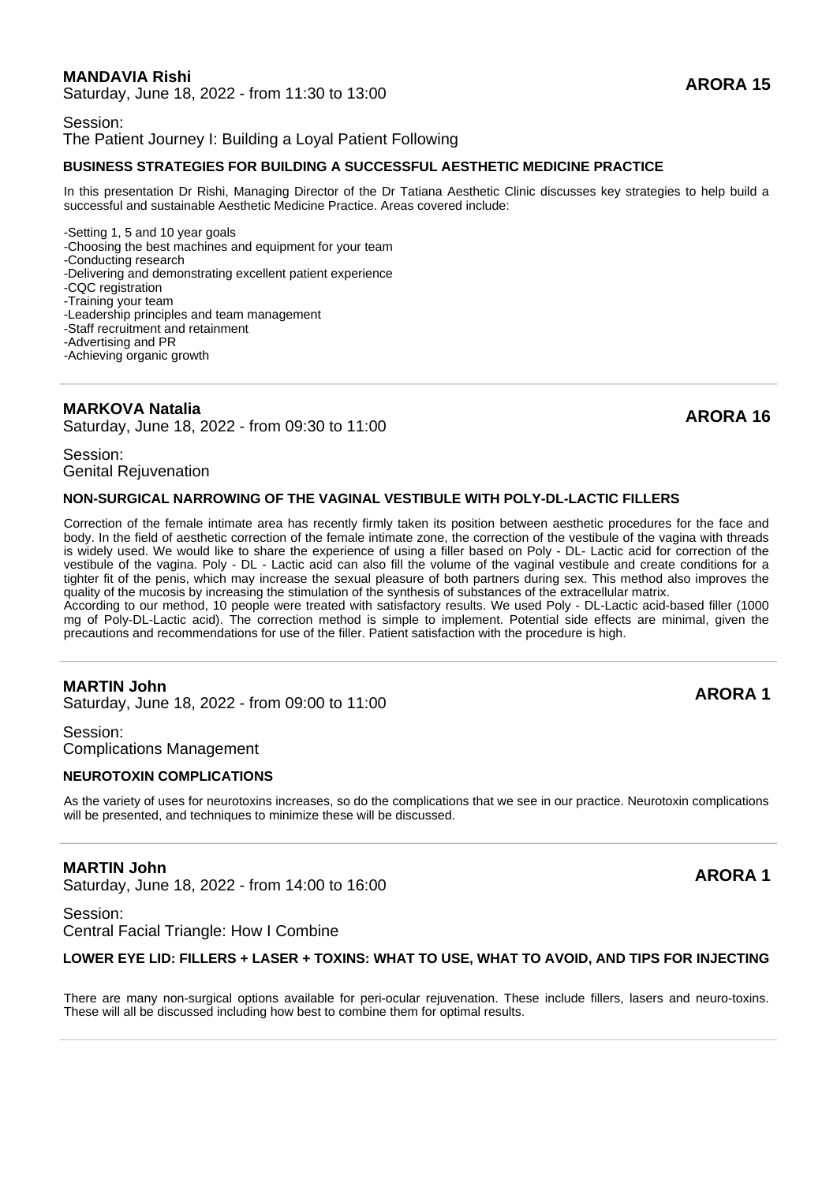## MANDAVIA Rishi

**ARORA 15**

Saturday, June 18, 2022 - from 11:30 to 13:00

Session:
The Patient Journey I: Building a Loyal Patient Following

### BUSINESS STRATEGIES FOR BUILDING A SUCCESSFUL AESTHETIC MEDICINE PRACTICE

In this presentation Dr Rishi, Managing Director of the Dr Tatiana Aesthetic Clinic discusses key strategies to help build a successful and sustainable Aesthetic Medicine Practice. Areas covered include:

-Setting 1, 5 and 10 year goals
-Choosing the best machines and equipment for your team
-Conducting research
-Delivering and demonstrating excellent patient experience
-CQC registration
-Training your team
-Leadership principles and team management
-Staff recruitment and retainment
-Advertising and PR
-Achieving organic growth

---

## MARKOVA Natalia

**ARORA 16**

Saturday, June 18, 2022 - from 09:30 to 11:00

Session:
Genital Rejuvenation

### NON-SURGICAL NARROWING OF THE VAGINAL VESTIBULE WITH POLY-DL-LACTIC FILLERS

Correction of the female intimate area has recently firmly taken its position between aesthetic procedures for the face and body. In the field of aesthetic correction of the female intimate zone, the correction of the vestibule of the vagina with threads is widely used. We would like to share the experience of using a filler based on Poly - DL- Lactic acid for correction of the vestibule of the vagina. Poly - DL - Lactic acid can also fill the volume of the vaginal vestibule and create conditions for a tighter fit of the penis, which may increase the sexual pleasure of both partners during sex. This method also improves the quality of the mucosis by increasing the stimulation of the synthesis of substances of the extracellular matrix.
According to our method, 10 people were treated with satisfactory results. We used Poly - DL-Lactic acid-based filler (1000 mg of Poly-DL-Lactic acid). The correction method is simple to implement. Potential side effects are minimal, given the precautions and recommendations for use of the filler. Patient satisfaction with the procedure is high.

---

## MARTIN John

**ARORA 1**

Saturday, June 18, 2022 - from 09:00 to 11:00

Session:
Complications Management

### NEUROTOXIN COMPLICATIONS

As the variety of uses for neurotoxins increases, so do the complications that we see in our practice. Neurotoxin complications will be presented, and techniques to minimize these will be discussed.

---

## MARTIN John

**ARORA 1**

Saturday, June 18, 2022 - from 14:00 to 16:00

Session:
Central Facial Triangle: How I Combine

### LOWER EYE LID: FILLERS + LASER + TOXINS: WHAT TO USE, WHAT TO AVOID, AND TIPS FOR INJECTING

There are many non-surgical options available for peri-ocular rejuvenation. These include fillers, lasers and neuro-toxins. These will all be discussed including how best to combine them for optimal results.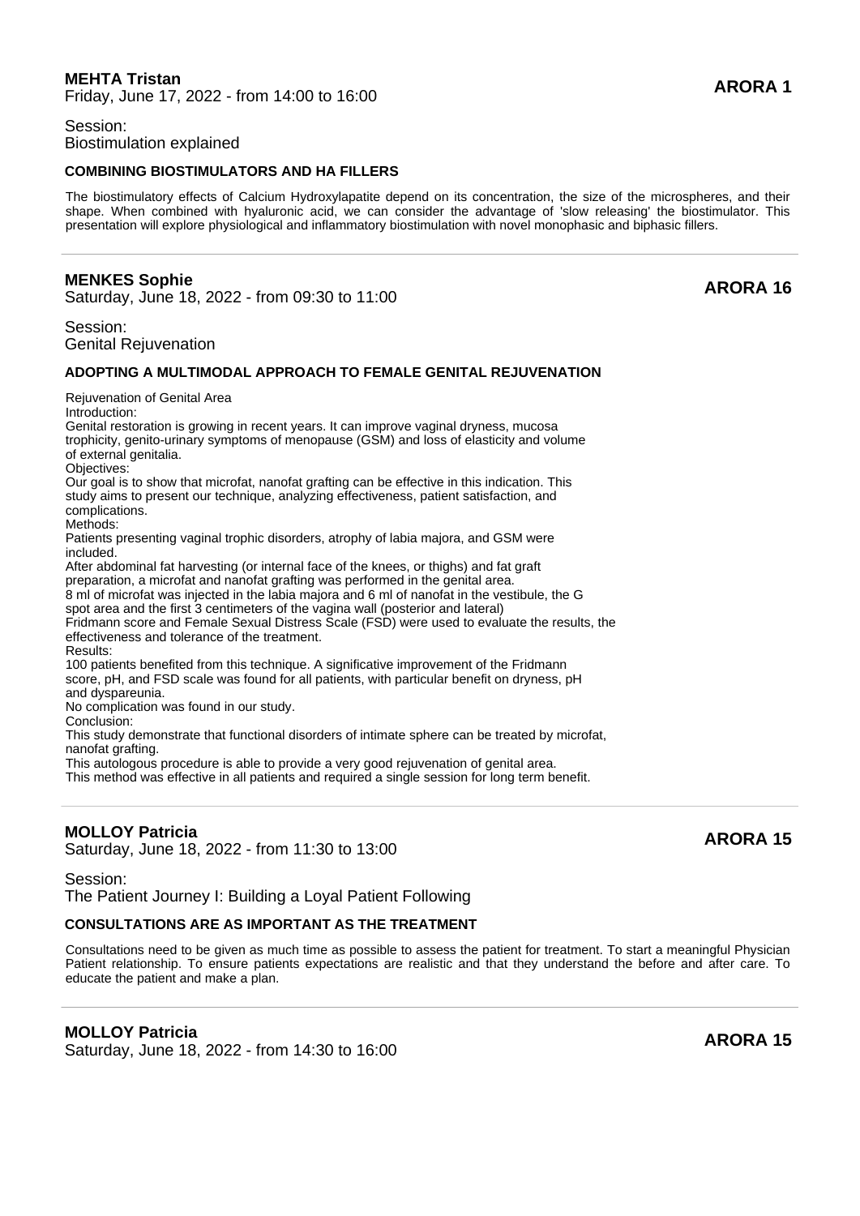**MEHTA Tristan**
Friday, June 17, 2022 - from 14:00 to 16:00

**ARORA 1**

Session:
Biostimulation explained

**COMBINING BIOSTIMULATORS AND HA FILLERS**

The biostimulatory effects of Calcium Hydroxylapatite depend on its concentration, the size of the microspheres, and their shape. When combined with hyaluronic acid, we can consider the advantage of 'slow releasing' the biostimulator. This presentation will explore physiological and inflammatory biostimulation with novel monophasic and biphasic fillers.

---

**MENKES Sophie**
Saturday, June 18, 2022 - from 09:30 to 11:00

**ARORA 16**

Session:
Genital Rejuvenation

**ADOPTING A MULTIMODAL APPROACH TO FEMALE GENITAL REJUVENATION**

Rejuvenation of Genital Area
Introduction:
Genital restoration is growing in recent years. It can improve vaginal dryness, mucosa trophicity, genito-urinary symptoms of menopause (GSM) and loss of elasticity and volume of external genitalia.
Objectives:
Our goal is to show that microfat, nanofat grafting can be effective in this indication. This study aims to present our technique, analyzing effectiveness, patient satisfaction, and complications.
Methods:
Patients presenting vaginal trophic disorders, atrophy of labia majora, and GSM were included.
After abdominal fat harvesting (or internal face of the knees, or thighs) and fat graft preparation, a microfat and nanofat grafting was performed in the genital area.
8 ml of microfat was injected in the labia majora and 6 ml of nanofat in the vestibule, the G spot area and the first 3 centimeters of the vagina wall (posterior and lateral)
Fridmann score and Female Sexual Distress Scale (FSD) were used to evaluate the results, the effectiveness and tolerance of the treatment.
Results:
100 patients benefited from this technique. A significative improvement of the Fridmann score, pH, and FSD scale was found for all patients, with particular benefit on dryness, pH and dyspareunia.
No complication was found in our study.
Conclusion:
This study demonstrate that functional disorders of intimate sphere can be treated by microfat, nanofat grafting.
This autologous procedure is able to provide a very good rejuvenation of genital area.
This method was effective in all patients and required a single session for long term benefit.

---

**MOLLOY Patricia**
Saturday, June 18, 2022 - from 11:30 to 13:00

**ARORA 15**

Session:
The Patient Journey I: Building a Loyal Patient Following

**CONSULTATIONS ARE AS IMPORTANT AS THE TREATMENT**

Consultations need to be given as much time as possible to assess the patient for treatment. To start a meaningful Physician Patient relationship. To ensure patients expectations are realistic and that they understand the before and after care. To educate the patient and make a plan.

---

**MOLLOY Patricia**
Saturday, June 18, 2022 - from 14:30 to 16:00

**ARORA 15**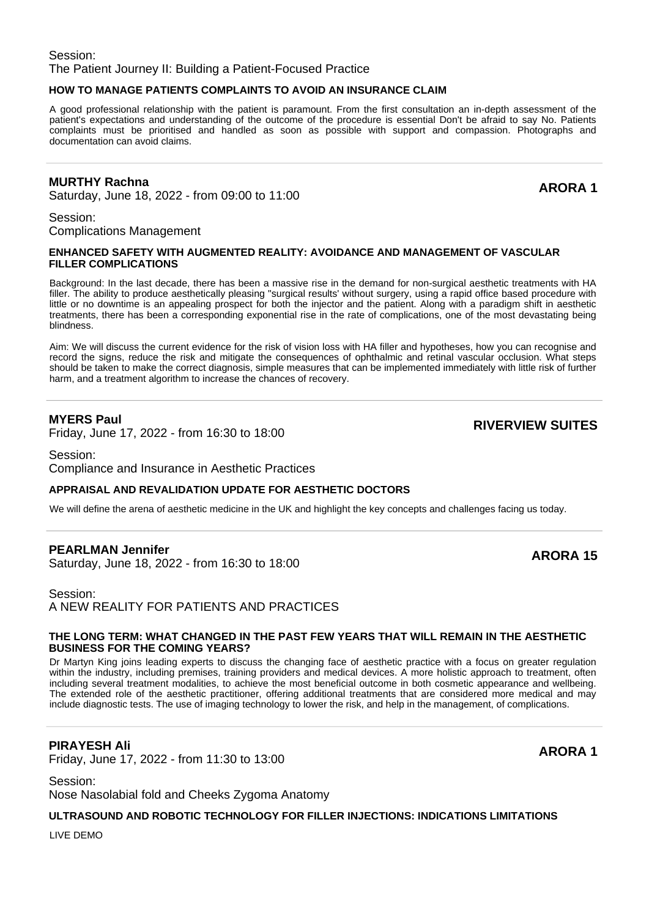Session:
The Patient Journey II: Building a Patient-Focused Practice

**HOW TO MANAGE PATIENTS COMPLAINTS TO AVOID AN INSURANCE CLAIM**

A good professional relationship with the patient is paramount. From the first consultation an in-depth assessment of the patient's expectations and understanding of the outcome of the procedure is essential Don't be afraid to say No. Patients complaints must be prioritised and handled as soon as possible with support and compassion. Photographs and documentation can avoid claims.

---

**MURTHY Rachna** **ARORA 1**
Saturday, June 18, 2022 - from 09:00 to 11:00

Session:
Complications Management

**ENHANCED SAFETY WITH AUGMENTED REALITY: AVOIDANCE AND MANAGEMENT OF VASCULAR FILLER COMPLICATIONS**

Background: In the last decade, there has been a massive rise in the demand for non-surgical aesthetic treatments with HA filler. The ability to produce aesthetically pleasing "surgical results' without surgery, using a rapid office based procedure with little or no downtime is an appealing prospect for both the injector and the patient. Along with a paradigm shift in aesthetic treatments, there has been a corresponding exponential rise in the rate of complications, one of the most devastating being blindness.

Aim: We will discuss the current evidence for the risk of vision loss with HA filler and hypotheses, how you can recognise and record the signs, reduce the risk and mitigate the consequences of ophthalmic and retinal vascular occlusion. What steps should be taken to make the correct diagnosis, simple measures that can be implemented immediately with little risk of further harm, and a treatment algorithm to increase the chances of recovery.

---

**MYERS Paul** **RIVERVIEW SUITES**
Friday, June 17, 2022 - from 16:30 to 18:00

Session:
Compliance and Insurance in Aesthetic Practices

**APPRAISAL AND REVALIDATION UPDATE FOR AESTHETIC DOCTORS**

We will define the arena of aesthetic medicine in the UK and highlight the key concepts and challenges facing us today.

---

**PEARLMAN Jennifer** **ARORA 15**
Saturday, June 18, 2022 - from 16:30 to 18:00

Session:
A NEW REALITY FOR PATIENTS AND PRACTICES

**THE LONG TERM: WHAT CHANGED IN THE PAST FEW YEARS THAT WILL REMAIN IN THE AESTHETIC BUSINESS FOR THE COMING YEARS?**

Dr Martyn King joins leading experts to discuss the changing face of aesthetic practice with a focus on greater regulation within the industry, including premises, training providers and medical devices. A more holistic approach to treatment, often including several treatment modalities, to achieve the most beneficial outcome in both cosmetic appearance and wellbeing. The extended role of the aesthetic practitioner, offering additional treatments that are considered more medical and may include diagnostic tests. The use of imaging technology to lower the risk, and help in the management, of complications.

---

**PIRAYESH Ali** **ARORA 1**
Friday, June 17, 2022 - from 11:30 to 13:00

Session:
Nose Nasolabial fold and Cheeks Zygoma Anatomy

**ULTRASOUND AND ROBOTIC TECHNOLOGY FOR FILLER INJECTIONS: INDICATIONS LIMITATIONS**

LIVE DEMO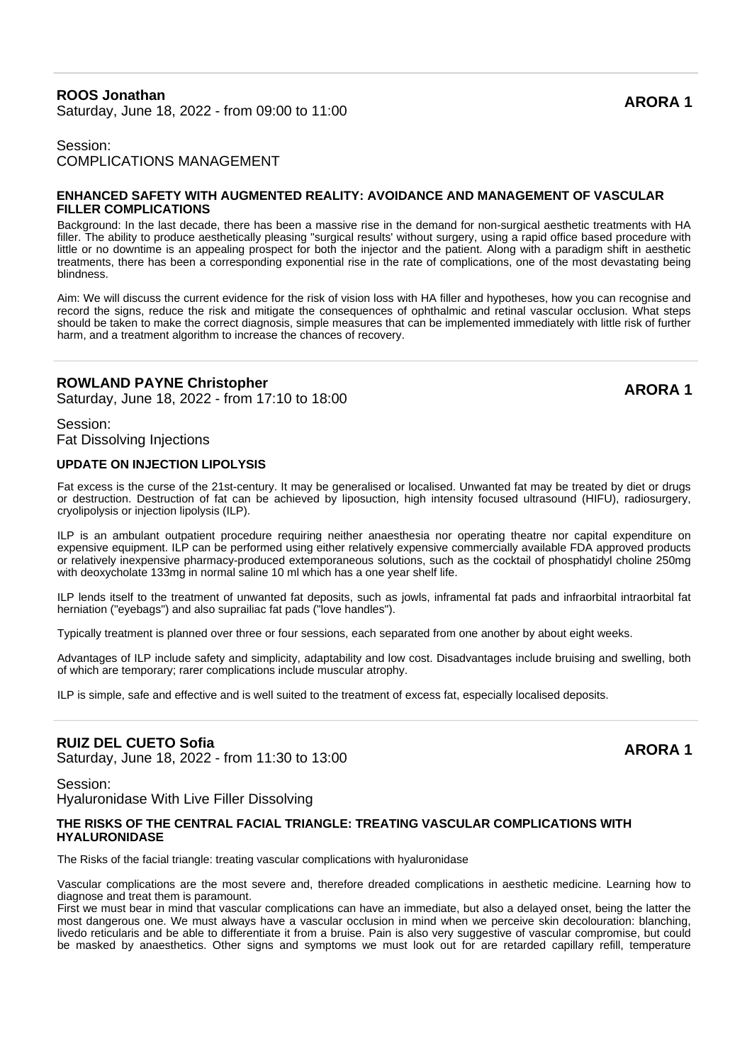**ROOS Jonathan**
Saturday, June 18, 2022 - from 09:00 to 11:00

**ARORA 1**

Session:
COMPLICATIONS MANAGEMENT

#### ENHANCED SAFETY WITH AUGMENTED REALITY: AVOIDANCE AND MANAGEMENT OF VASCULAR FILLER COMPLICATIONS

Background: In the last decade, there has been a massive rise in the demand for non-surgical aesthetic treatments with HA filler. The ability to produce aesthetically pleasing "surgical results' without surgery, using a rapid office based procedure with little or no downtime is an appealing prospect for both the injector and the patient. Along with a paradigm shift in aesthetic treatments, there has been a corresponding exponential rise in the rate of complications, one of the most devastating being blindness.

Aim: We will discuss the current evidence for the risk of vision loss with HA filler and hypotheses, how you can recognise and record the signs, reduce the risk and mitigate the consequences of ophthalmic and retinal vascular occlusion. What steps should be taken to make the correct diagnosis, simple measures that can be implemented immediately with little risk of further harm, and a treatment algorithm to increase the chances of recovery.

---

**ROWLAND PAYNE Christopher**
Saturday, June 18, 2022 - from 17:10 to 18:00

**ARORA 1**

Session:
Fat Dissolving Injections

#### UPDATE ON INJECTION LIPOLYSIS

Fat excess is the curse of the 21st-century. It may be generalised or localised. Unwanted fat may be treated by diet or drugs or destruction. Destruction of fat can be achieved by liposuction, high intensity focused ultrasound (HIFU), radiosurgery, cryolipolysis or injection lipolysis (ILP).

ILP is an ambulant outpatient procedure requiring neither anaesthesia nor operating theatre nor capital expenditure on expensive equipment. ILP can be performed using either relatively expensive commercially available FDA approved products or relatively inexpensive pharmacy-produced extemporaneous solutions, such as the cocktail of phosphatidyl choline 250mg with deoxycholate 133mg in normal saline 10 ml which has a one year shelf life.

ILP lends itself to the treatment of unwanted fat deposits, such as jowls, inframental fat pads and infraorbital intraorbital fat herniation ("eyebags") and also suprailiac fat pads ("love handles").

Typically treatment is planned over three or four sessions, each separated from one another by about eight weeks.

Advantages of ILP include safety and simplicity, adaptability and low cost. Disadvantages include bruising and swelling, both of which are temporary; rarer complications include muscular atrophy.

ILP is simple, safe and effective and is well suited to the treatment of excess fat, especially localised deposits.

---

**RUIZ DEL CUETO Sofia**
Saturday, June 18, 2022 - from 11:30 to 13:00

**ARORA 1**

Session:
Hyaluronidase With Live Filler Dissolving

#### THE RISKS OF THE CENTRAL FACIAL TRIANGLE: TREATING VASCULAR COMPLICATIONS WITH HYALURONIDASE

The Risks of the facial triangle: treating vascular complications with hyaluronidase

Vascular complications are the most severe and, therefore dreaded complications in aesthetic medicine. Learning how to diagnose and treat them is paramount.
First we must bear in mind that vascular complications can have an immediate, but also a delayed onset, being the latter the most dangerous one. We must always have a vascular occlusion in mind when we perceive skin decolouration: blanching, livedo reticularis and be able to differentiate it from a bruise. Pain is also very suggestive of vascular compromise, but could be masked by anaesthetics. Other signs and symptoms we must look out for are retarded capillary refill, temperature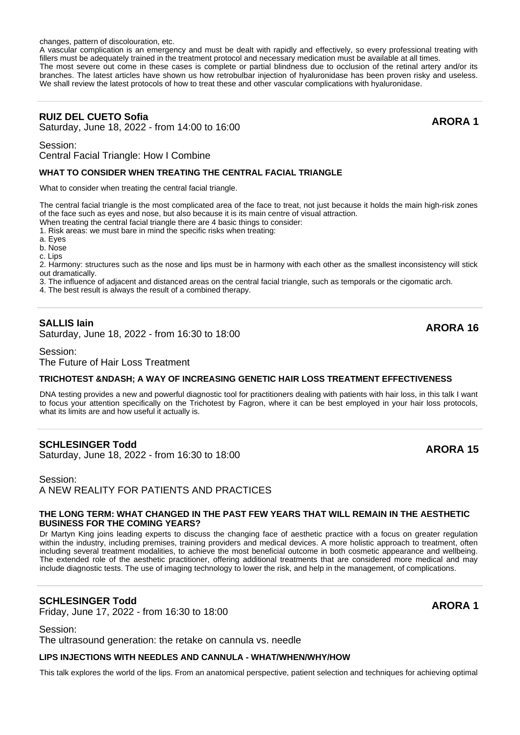changes, pattern of discolouration, etc.
A vascular complication is an emergency and must be dealt with rapidly and effectively, so every professional treating with fillers must be adequately trained in the treatment protocol and necessary medication must be available at all times.
The most severe out come in these cases is complete or partial blindness due to occlusion of the retinal artery and/or its branches. The latest articles have shown us how retrobulbar injection of hyaluronidase has been proven risky and useless. We shall review the latest protocols of how to treat these and other vascular complications with hyaluronidase.

---

**RUIZ DEL CUETO Sofia**
Saturday, June 18, 2022 - from 14:00 to 16:00

**ARORA 1**

Session:
Central Facial Triangle: How I Combine

**WHAT TO CONSIDER WHEN TREATING THE CENTRAL FACIAL TRIANGLE**

What to consider when treating the central facial triangle.

The central facial triangle is the most complicated area of the face to treat, not just because it holds the main high-risk zones of the face such as eyes and nose, but also because it is its main centre of visual attraction.
When treating the central facial triangle there are 4 basic things to consider:
1. Risk areas: we must bare in mind the specific risks when treating:
a. Eyes
b. Nose
c. Lips
2. Harmony: structures such as the nose and lips must be in harmony with each other as the smallest inconsistency will stick out dramatically.
3. The influence of adjacent and distanced areas on the central facial triangle, such as temporals or the cigomatic arch.
4. The best result is always the result of a combined therapy.

---

**SALLIS Iain**
Saturday, June 18, 2022 - from 16:30 to 18:00

**ARORA 16**

Session:
The Future of Hair Loss Treatment

**TRICHOTEST &NDASH; A WAY OF INCREASING GENETIC HAIR LOSS TREATMENT EFFECTIVENESS**

DNA testing provides a new and powerful diagnostic tool for practitioners dealing with patients with hair loss, in this talk I want to focus your attention specifically on the Trichotest by Fagron, where it can be best employed in your hair loss protocols, what its limits are and how useful it actually is.

---

**SCHLESINGER Todd**
Saturday, June 18, 2022 - from 16:30 to 18:00

**ARORA 15**

Session:
A NEW REALITY FOR PATIENTS AND PRACTICES

**THE LONG TERM: WHAT CHANGED IN THE PAST FEW YEARS THAT WILL REMAIN IN THE AESTHETIC BUSINESS FOR THE COMING YEARS?**

Dr Martyn King joins leading experts to discuss the changing face of aesthetic practice with a focus on greater regulation within the industry, including premises, training providers and medical devices. A more holistic approach to treatment, often including several treatment modalities, to achieve the most beneficial outcome in both cosmetic appearance and wellbeing. The extended role of the aesthetic practitioner, offering additional treatments that are considered more medical and may include diagnostic tests. The use of imaging technology to lower the risk, and help in the management, of complications.

---

**SCHLESINGER Todd**
Friday, June 17, 2022 - from 16:30 to 18:00

**ARORA 1**

Session:
The ultrasound generation: the retake on cannula vs. needle

**LIPS INJECTIONS WITH NEEDLES AND CANNULA - WHAT/WHEN/WHY/HOW**

This talk explores the world of the lips. From an anatomical perspective, patient selection and techniques for achieving optimal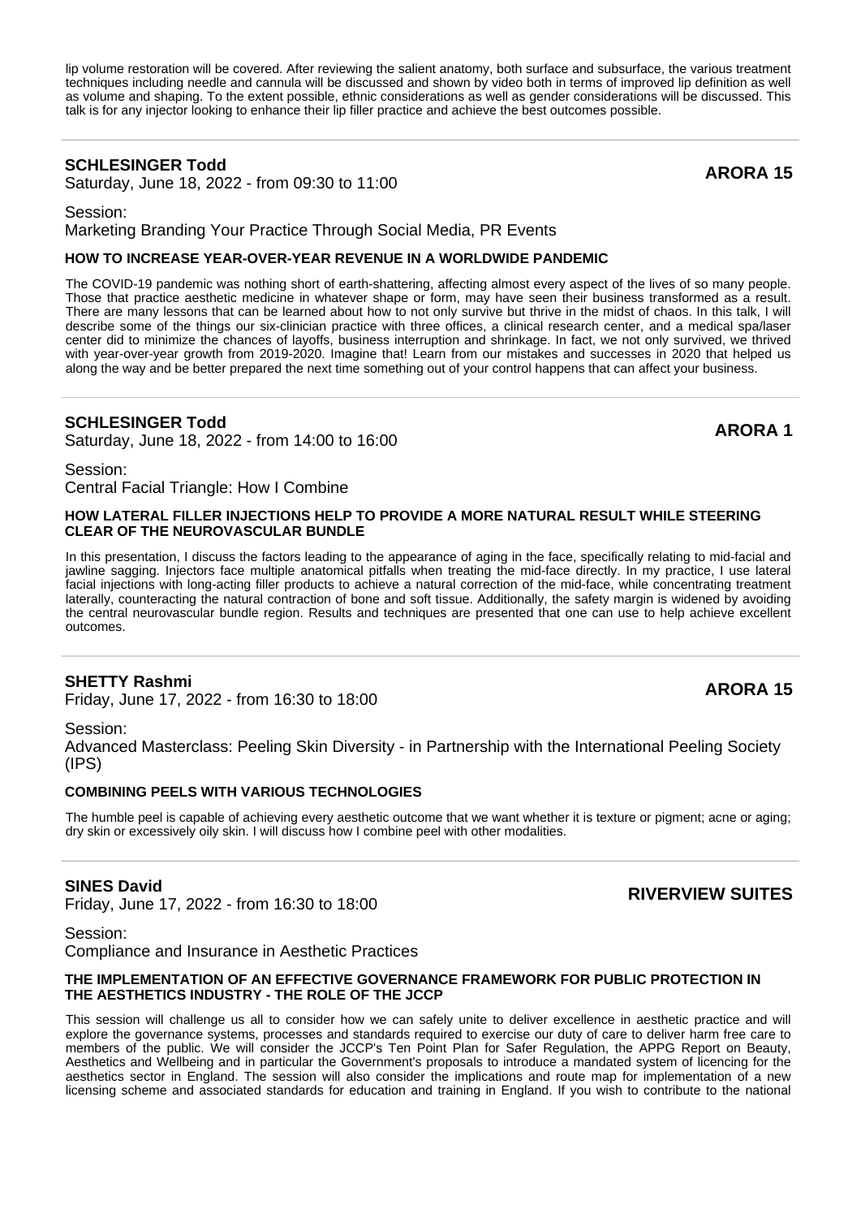lip volume restoration will be covered. After reviewing the salient anatomy, both surface and subsurface, the various treatment techniques including needle and cannula will be discussed and shown by video both in terms of improved lip definition as well as volume and shaping. To the extent possible, ethnic considerations as well as gender considerations will be discussed. This talk is for any injector looking to enhance their lip filler practice and achieve the best outcomes possible.

---

**SCHLESINGER Todd**
Saturday, June 18, 2022 - from 09:30 to 11:00

**ARORA 15**

Session:
Marketing Branding Your Practice Through Social Media, PR Events

**HOW TO INCREASE YEAR-OVER-YEAR REVENUE IN A WORLDWIDE PANDEMIC**

The COVID-19 pandemic was nothing short of earth-shattering, affecting almost every aspect of the lives of so many people. Those that practice aesthetic medicine in whatever shape or form, may have seen their business transformed as a result. There are many lessons that can be learned about how to not only survive but thrive in the midst of chaos. In this talk, I will describe some of the things our six-clinician practice with three offices, a clinical research center, and a medical spa/laser center did to minimize the chances of layoffs, business interruption and shrinkage. In fact, we not only survived, we thrived with year-over-year growth from 2019-2020. Imagine that! Learn from our mistakes and successes in 2020 that helped us along the way and be better prepared the next time something out of your control happens that can affect your business.

---

**SCHLESINGER Todd**
Saturday, June 18, 2022 - from 14:00 to 16:00

**ARORA 1**

Session:
Central Facial Triangle: How I Combine

**HOW LATERAL FILLER INJECTIONS HELP TO PROVIDE A MORE NATURAL RESULT WHILE STEERING CLEAR OF THE NEUROVASCULAR BUNDLE**

In this presentation, I discuss the factors leading to the appearance of aging in the face, specifically relating to mid-facial and jawline sagging. Injectors face multiple anatomical pitfalls when treating the mid-face directly. In my practice, I use lateral facial injections with long-acting filler products to achieve a natural correction of the mid-face, while concentrating treatment laterally, counteracting the natural contraction of bone and soft tissue. Additionally, the safety margin is widened by avoiding the central neurovascular bundle region. Results and techniques are presented that one can use to help achieve excellent outcomes.

---

**SHETTY Rashmi**
Friday, June 17, 2022 - from 16:30 to 18:00

**ARORA 15**

Session:
Advanced Masterclass: Peeling Skin Diversity - in Partnership with the International Peeling Society (IPS)

**COMBINING PEELS WITH VARIOUS TECHNOLOGIES**

The humble peel is capable of achieving every aesthetic outcome that we want whether it is texture or pigment; acne or aging; dry skin or excessively oily skin. I will discuss how I combine peel with other modalities.

---

**SINES David**
Friday, June 17, 2022 - from 16:30 to 18:00

**RIVERVIEW SUITES**

Session:
Compliance and Insurance in Aesthetic Practices

**THE IMPLEMENTATION OF AN EFFECTIVE GOVERNANCE FRAMEWORK FOR PUBLIC PROTECTION IN THE AESTHETICS INDUSTRY - THE ROLE OF THE JCCP**

This session will challenge us all to consider how we can safely unite to deliver excellence in aesthetic practice and will explore the governance systems, processes and standards required to exercise our duty of care to deliver harm free care to members of the public. We will consider the JCCP's Ten Point Plan for Safer Regulation, the APPG Report on Beauty, Aesthetics and Wellbeing and in particular the Government's proposals to introduce a mandated system of licencing for the aesthetics sector in England. The session will also consider the implications and route map for implementation of a new licensing scheme and associated standards for education and training in England. If you wish to contribute to the national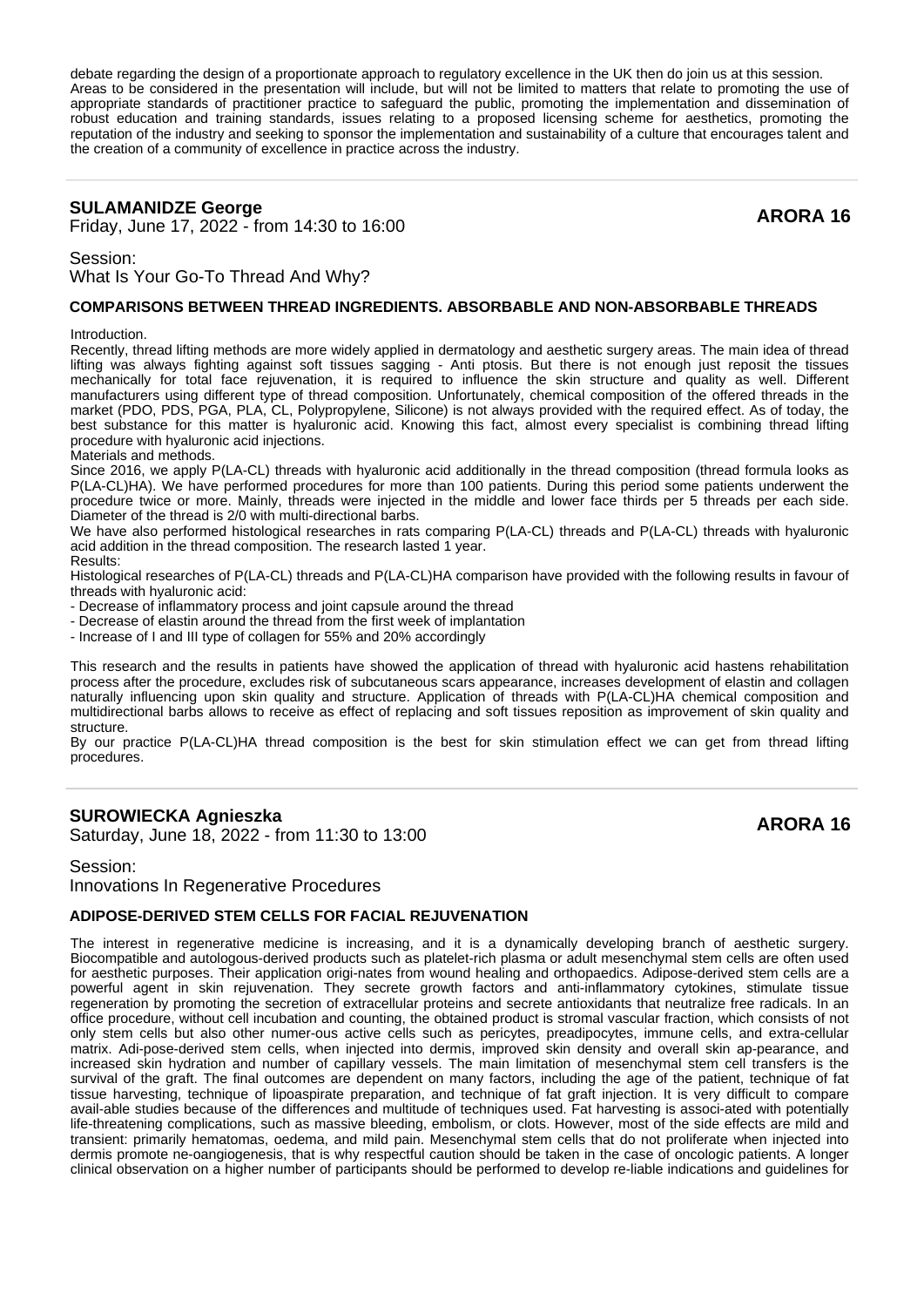debate regarding the design of a proportionate approach to regulatory excellence in the UK then do join us at this session.
Areas to be considered in the presentation will include, but will not be limited to matters that relate to promoting the use of appropriate standards of practitioner practice to safeguard the public, promoting the implementation and dissemination of robust education and training standards, issues relating to a proposed licensing scheme for aesthetics, promoting the reputation of the industry and seeking to sponsor the implementation and sustainability of a culture that encourages talent and the creation of a community of excellence in practice across the industry.

---

## SULAMANIDZE George

Friday, June 17, 2022 - from 14:30 to 16:00

**ARORA 16**

Session:
What Is Your Go-To Thread And Why?

### COMPARISONS BETWEEN THREAD INGREDIENTS. ABSORBABLE AND NON-ABSORBABLE THREADS

Introduction.
Recently, thread lifting methods are more widely applied in dermatology and aesthetic surgery areas. The main idea of thread lifting was always fighting against soft tissues sagging - Anti ptosis. But there is not enough just reposit the tissues mechanically for total face rejuvenation, it is required to influence the skin structure and quality as well. Different manufacturers using different type of thread composition. Unfortunately, chemical composition of the offered threads in the market (PDO, PDS, PGA, PLA, CL, Polypropylene, Silicone) is not always provided with the required effect. As of today, the best substance for this matter is hyaluronic acid. Knowing this fact, almost every specialist is combining thread lifting procedure with hyaluronic acid injections.
Materials and methods.
Since 2016, we apply P(LA-CL) threads with hyaluronic acid additionally in the thread composition (thread formula looks as P(LA-CL)HA). We have performed procedures for more than 100 patients. During this period some patients underwent the procedure twice or more. Mainly, threads were injected in the middle and lower face thirds per 5 threads per each side. Diameter of the thread is 2/0 with multi-directional barbs.
We have also performed histological researches in rats comparing P(LA-CL) threads and P(LA-CL) threads with hyaluronic acid addition in the thread composition. The research lasted 1 year.
Results:
Histological researches of P(LA-CL) threads and P(LA-CL)HA comparison have provided with the following results in favour of threads with hyaluronic acid:

- Decrease of inflammatory process and joint capsule around the thread
- Decrease of elastin around the thread from the first week of implantation
- Increase of I and III type of collagen for 55% and 20% accordingly

This research and the results in patients have showed the application of thread with hyaluronic acid hastens rehabilitation process after the procedure, excludes risk of subcutaneous scars appearance, increases development of elastin and collagen naturally influencing upon skin quality and structure. Application of threads with P(LA-CL)HA chemical composition and multidirectional barbs allows to receive as effect of replacing and soft tissues reposition as improvement of skin quality and structure.
By our practice P(LA-CL)HA thread composition is the best for skin stimulation effect we can get from thread lifting procedures.

---

## SUROWIECKA Agnieszka

Saturday, June 18, 2022 - from 11:30 to 13:00

**ARORA 16**

Session:
Innovations In Regenerative Procedures

### ADIPOSE-DERIVED STEM CELLS FOR FACIAL REJUVENATION

The interest in regenerative medicine is increasing, and it is a dynamically developing branch of aesthetic surgery. Biocompatible and autologous-derived products such as platelet-rich plasma or adult mesenchymal stem cells are often used for aesthetic purposes. Their application origi-nates from wound healing and orthopaedics. Adipose-derived stem cells are a powerful agent in skin rejuvenation. They secrete growth factors and anti-inflammatory cytokines, stimulate tissue regeneration by promoting the secretion of extracellular proteins and secrete antioxidants that neutralize free radicals. In an office procedure, without cell incubation and counting, the obtained product is stromal vascular fraction, which consists of not only stem cells but also other numer-ous active cells such as pericytes, preadipocytes, immune cells, and extra-cellular matrix. Adi-pose-derived stem cells, when injected into dermis, improved skin density and overall skin ap-pearance, and increased skin hydration and number of capillary vessels. The main limitation of mesenchymal stem cell transfers is the survival of the graft. The final outcomes are dependent on many factors, including the age of the patient, technique of fat tissue harvesting, technique of lipoaspirate preparation, and technique of fat graft injection. It is very difficult to compare avail-able studies because of the differences and multitude of techniques used. Fat harvesting is associ-ated with potentially life-threatening complications, such as massive bleeding, embolism, or clots. However, most of the side effects are mild and transient: primarily hematomas, oedema, and mild pain. Mesenchymal stem cells that do not proliferate when injected into dermis promote ne-oangiogenesis, that is why respectful caution should be taken in the case of oncologic patients. A longer clinical observation on a higher number of participants should be performed to develop re-liable indications and guidelines for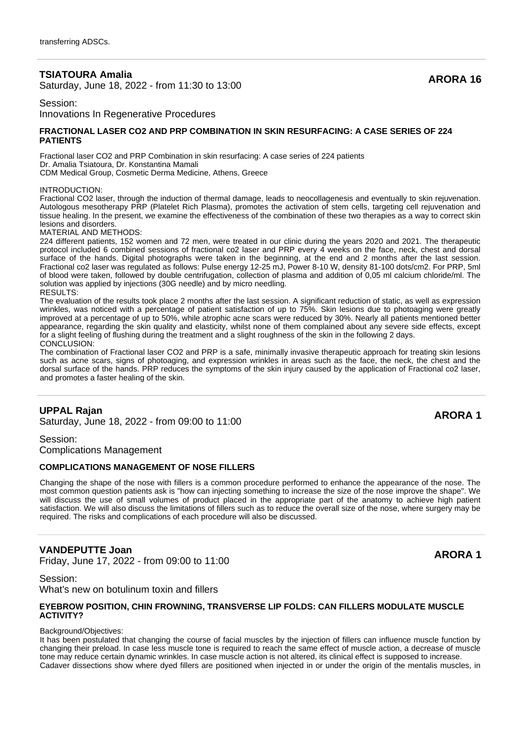transferring ADSCs.

---

## TSIATOURA Amalia

Saturday, June 18, 2022 - from 11:30 to 13:00

**ARORA 16**

Session:
Innovations In Regenerative Procedures

### FRACTIONAL LASER CO2 AND PRP COMBINATION IN SKIN RESURFACING: A CASE SERIES OF 224 PATIENTS

Fractional laser CO2 and PRP Combination in skin resurfacing: A case series of 224 patients
Dr. Amalia Tsiatoura, Dr. Konstantina Mamali
CDM Medical Group, Cosmetic Derma Medicine, Athens, Greece

INTRODUCTION:
Fractional CO2 laser, through the induction of thermal damage, leads to neocollagenesis and eventually to skin rejuvenation. Autologous mesotherapy PRP (Platelet Rich Plasma), promotes the activation of stem cells, targeting cell rejuvenation and tissue healing. In the present, we examine the effectiveness of the combination of these two therapies as a way to correct skin lesions and disorders.
MATERIAL AND METHODS:
224 different patients, 152 women and 72 men, were treated in our clinic during the years 2020 and 2021. The therapeutic protocol included 6 combined sessions of fractional co2 laser and PRP every 4 weeks on the face, neck, chest and dorsal surface of the hands. Digital photographs were taken in the beginning, at the end and 2 months after the last session. Fractional co2 laser was regulated as follows: Pulse energy 12-25 mJ, Power 8-10 W, density 81-100 dots/cm2. For PRP, 5ml of blood were taken, followed by double centrifugation, collection of plasma and addition of 0,05 ml calcium chloride/ml. The solution was applied by injections (30G needle) and by micro needling.
RESULTS:
The evaluation of the results took place 2 months after the last session. A significant reduction of static, as well as expression wrinkles, was noticed with a percentage of patient satisfaction of up to 75%. Skin lesions due to photoaging were greatly improved at a percentage of up to 50%, while atrophic acne scars were reduced by 30%. Nearly all patients mentioned better appearance, regarding the skin quality and elasticity, whilst none of them complained about any severe side effects, except for a slight feeling of flushing during the treatment and a slight roughness of the skin in the following 2 days.
CONCLUSION:
The combination of Fractional laser CO2 and PRP is a safe, minimally invasive therapeutic approach for treating skin lesions such as acne scars, signs of photoaging, and expression wrinkles in areas such as the face, the neck, the chest and the dorsal surface of the hands. PRP reduces the symptoms of the skin injury caused by the application of Fractional co2 laser, and promotes a faster healing of the skin.

---

## UPPAL Rajan

Saturday, June 18, 2022 - from 09:00 to 11:00

**ARORA 1**

Session:
Complications Management

### COMPLICATIONS MANAGEMENT OF NOSE FILLERS

Changing the shape of the nose with fillers is a common procedure performed to enhance the appearance of the nose. The most common question patients ask is "how can injecting something to increase the size of the nose improve the shape". We will discuss the use of small volumes of product placed in the appropriate part of the anatomy to achieve high patient satisfaction. We will also discuss the limitations of fillers such as to reduce the overall size of the nose, where surgery may be required. The risks and complications of each procedure will also be discussed.

---

## VANDEPUTTE Joan

Friday, June 17, 2022 - from 09:00 to 11:00

**ARORA 1**

Session:
What's new on botulinum toxin and fillers

### EYEBROW POSITION, CHIN FROWNING, TRANSVERSE LIP FOLDS: CAN FILLERS MODULATE MUSCLE ACTIVITY?

Background/Objectives:
It has been postulated that changing the course of facial muscles by the injection of fillers can influence muscle function by changing their preload. In case less muscle tone is required to reach the same effect of muscle action, a decrease of muscle tone may reduce certain dynamic wrinkles. In case muscle action is not altered, its clinical effect is supposed to increase.
Cadaver dissections show where dyed fillers are positioned when injected in or under the origin of the mentalis muscles, in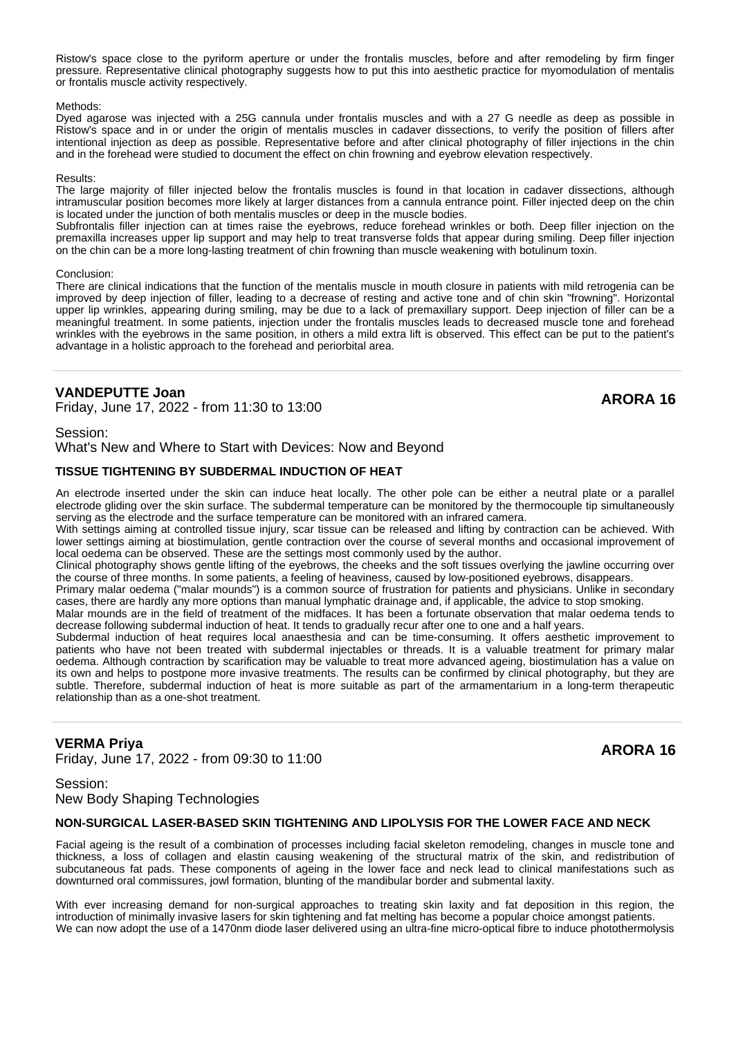Ristow's space close to the pyriform aperture or under the frontalis muscles, before and after remodeling by firm finger pressure. Representative clinical photography suggests how to put this into aesthetic practice for myomodulation of mentalis or frontalis muscle activity respectively.

Methods:
Dyed agarose was injected with a 25G cannula under frontalis muscles and with a 27 G needle as deep as possible in Ristow's space and in or under the origin of mentalis muscles in cadaver dissections, to verify the position of fillers after intentional injection as deep as possible. Representative before and after clinical photography of filler injections in the chin and in the forehead were studied to document the effect on chin frowning and eyebrow elevation respectively.

Results:
The large majority of filler injected below the frontalis muscles is found in that location in cadaver dissections, although intramuscular position becomes more likely at larger distances from a cannula entrance point. Filler injected deep on the chin is located under the junction of both mentalis muscles or deep in the muscle bodies.
Subfrontalis filler injection can at times raise the eyebrows, reduce forehead wrinkles or both. Deep filler injection on the premaxilla increases upper lip support and may help to treat transverse folds that appear during smiling. Deep filler injection on the chin can be a more long-lasting treatment of chin frowning than muscle weakening with botulinum toxin.

Conclusion:
There are clinical indications that the function of the mentalis muscle in mouth closure in patients with mild retrogenia can be improved by deep injection of filler, leading to a decrease of resting and active tone and of chin skin "frowning". Horizontal upper lip wrinkles, appearing during smiling, may be due to a lack of premaxillary support. Deep injection of filler can be a meaningful treatment. In some patients, injection under the frontalis muscles leads to decreased muscle tone and forehead wrinkles with the eyebrows in the same position, in others a mild extra lift is observed. This effect can be put to the patient's advantage in a holistic approach to the forehead and periorbital area.

---

## VANDEPUTTE Joan

Friday, June 17, 2022 - from 11:30 to 13:00 **ARORA 16**

Session:
What's New and Where to Start with Devices: Now and Beyond

### TISSUE TIGHTENING BY SUBDERMAL INDUCTION OF HEAT

An electrode inserted under the skin can induce heat locally. The other pole can be either a neutral plate or a parallel electrode gliding over the skin surface. The subdermal temperature can be monitored by the thermocouple tip simultaneously serving as the electrode and the surface temperature can be monitored with an infrared camera.
With settings aiming at controlled tissue injury, scar tissue can be released and lifting by contraction can be achieved. With lower settings aiming at biostimulation, gentle contraction over the course of several months and occasional improvement of local oedema can be observed. These are the settings most commonly used by the author.
Clinical photography shows gentle lifting of the eyebrows, the cheeks and the soft tissues overlying the jawline occurring over the course of three months. In some patients, a feeling of heaviness, caused by low-positioned eyebrows, disappears.
Primary malar oedema ("malar mounds") is a common source of frustration for patients and physicians. Unlike in secondary cases, there are hardly any more options than manual lymphatic drainage and, if applicable, the advice to stop smoking.
Malar mounds are in the field of treatment of the midfaces. It has been a fortunate observation that malar oedema tends to decrease following subdermal induction of heat. It tends to gradually recur after one to one and a half years.
Subdermal induction of heat requires local anaesthesia and can be time-consuming. It offers aesthetic improvement to patients who have not been treated with subdermal injectables or threads. It is a valuable treatment for primary malar oedema. Although contraction by scarification may be valuable to treat more advanced ageing, biostimulation has a value on its own and helps to postpone more invasive treatments. The results can be confirmed by clinical photography, but they are subtle. Therefore, subdermal induction of heat is more suitable as part of the armamentarium in a long-term therapeutic relationship than as a one-shot treatment.

---

## VERMA Priya

Friday, June 17, 2022 - from 09:30 to 11:00 **ARORA 16**

Session:
New Body Shaping Technologies

### NON-SURGICAL LASER-BASED SKIN TIGHTENING AND LIPOLYSIS FOR THE LOWER FACE AND NECK

Facial ageing is the result of a combination of processes including facial skeleton remodeling, changes in muscle tone and thickness, a loss of collagen and elastin causing weakening of the structural matrix of the skin, and redistribution of subcutaneous fat pads. These components of ageing in the lower face and neck lead to clinical manifestations such as downturned oral commissures, jowl formation, blunting of the mandibular border and submental laxity.

With ever increasing demand for non-surgical approaches to treating skin laxity and fat deposition in this region, the introduction of minimally invasive lasers for skin tightening and fat melting has become a popular choice amongst patients.
We can now adopt the use of a 1470nm diode laser delivered using an ultra-fine micro-optical fibre to induce photothermolysis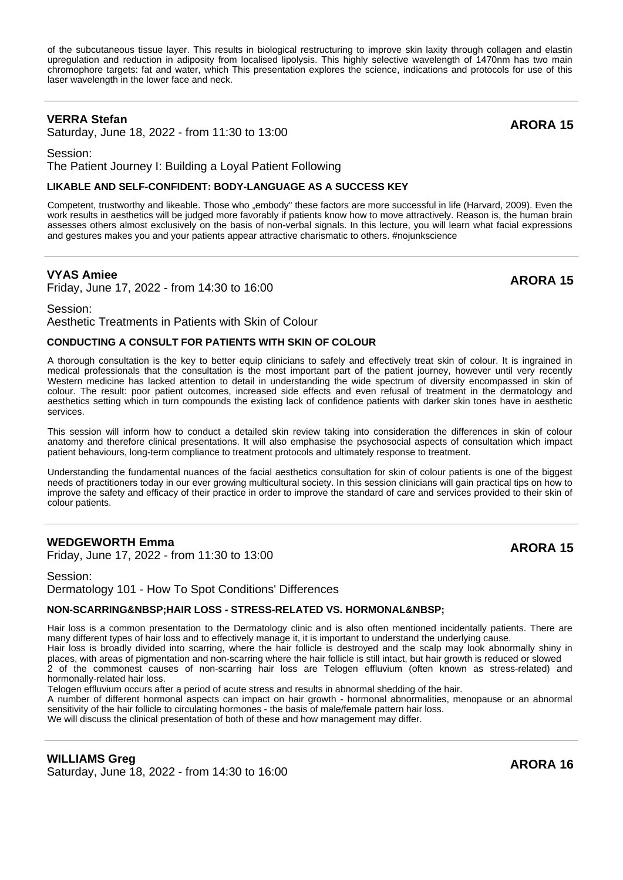of the subcutaneous tissue layer. This results in biological restructuring to improve skin laxity through collagen and elastin upregulation and reduction in adiposity from localised lipolysis. This highly selective wavelength of 1470nm has two main chromophore targets: fat and water, which This presentation explores the science, indications and protocols for use of this laser wavelength in the lower face and neck.

---

**VERRA Stefan**
Saturday, June 18, 2022 - from 11:30 to 13:00 **ARORA 15**

Session:
The Patient Journey I: Building a Loyal Patient Following

**LIKABLE AND SELF-CONFIDENT: BODY-LANGUAGE AS A SUCCESS KEY**

Competent, trustworthy and likeable. Those who „embody" these factors are more successful in life (Harvard, 2009). Even the work results in aesthetics will be judged more favorably if patients know how to move attractively. Reason is, the human brain assesses others almost exclusively on the basis of non-verbal signals. In this lecture, you will learn what facial expressions and gestures makes you and your patients appear attractive charismatic to others. #nojunkscience

---

**VYAS Amiee**
Friday, June 17, 2022 - from 14:30 to 16:00 **ARORA 15**

Session:
Aesthetic Treatments in Patients with Skin of Colour

**CONDUCTING A CONSULT FOR PATIENTS WITH SKIN OF COLOUR**

A thorough consultation is the key to better equip clinicians to safely and effectively treat skin of colour. It is ingrained in medical professionals that the consultation is the most important part of the patient journey, however until very recently Western medicine has lacked attention to detail in understanding the wide spectrum of diversity encompassed in skin of colour. The result: poor patient outcomes, increased side effects and even refusal of treatment in the dermatology and aesthetics setting which in turn compounds the existing lack of confidence patients with darker skin tones have in aesthetic services.

This session will inform how to conduct a detailed skin review taking into consideration the differences in skin of colour anatomy and therefore clinical presentations. It will also emphasise the psychosocial aspects of consultation which impact patient behaviours, long-term compliance to treatment protocols and ultimately response to treatment.

Understanding the fundamental nuances of the facial aesthetics consultation for skin of colour patients is one of the biggest needs of practitioners today in our ever growing multicultural society. In this session clinicians will gain practical tips on how to improve the safety and efficacy of their practice in order to improve the standard of care and services provided to their skin of colour patients.

---

**WEDGEWORTH Emma**
Friday, June 17, 2022 - from 11:30 to 13:00 **ARORA 15**

Session:
Dermatology 101 - How To Spot Conditions' Differences

**NON-SCARRING&NBSP;HAIR LOSS - STRESS-RELATED VS. HORMONAL&NBSP;**

Hair loss is a common presentation to the Dermatology clinic and is also often mentioned incidentally patients. There are many different types of hair loss and to effectively manage it, it is important to understand the underlying cause.
Hair loss is broadly divided into scarring, where the hair follicle is destroyed and the scalp may look abnormally shiny in places, with areas of pigmentation and non-scarring where the hair follicle is still intact, but hair growth is reduced or slowed
2 of the commonest causes of non-scarring hair loss are Telogen effluvium (often known as stress-related) and hormonally-related hair loss.
Telogen effluvium occurs after a period of acute stress and results in abnormal shedding of the hair.
A number of different hormonal aspects can impact on hair growth - hormonal abnormalities, menopause or an abnormal sensitivity of the hair follicle to circulating hormones - the basis of male/female pattern hair loss.
We will discuss the clinical presentation of both of these and how management may differ.

---

**WILLIAMS Greg**
Saturday, June 18, 2022 - from 14:30 to 16:00 **ARORA 16**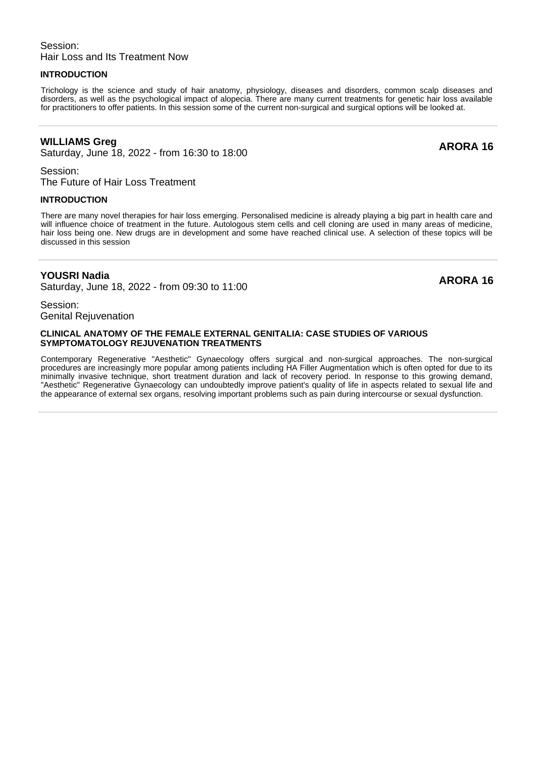Session:
Hair Loss and Its Treatment Now

#### INTRODUCTION

Trichology is the science and study of hair anatomy, physiology, diseases and disorders, common scalp diseases and disorders, as well as the psychological impact of alopecia. There are many current treatments for genetic hair loss available for practitioners to offer patients. In this session some of the current non-surgical and surgical options will be looked at.

---

### WILLIAMS Greg

Saturday, June 18, 2022 - from 16:30 to 18:00

**ARORA 16**

Session:
The Future of Hair Loss Treatment

#### INTRODUCTION

There are many novel therapies for hair loss emerging. Personalised medicine is already playing a big part in health care and will influence choice of treatment in the future. Autologous stem cells and cell cloning are used in many areas of medicine, hair loss being one. New drugs are in development and some have reached clinical use. A selection of these topics will be discussed in this session

---

### YOUSRI Nadia

Saturday, June 18, 2022 - from 09:30 to 11:00

**ARORA 16**

Session:
Genital Rejuvenation

#### CLINICAL ANATOMY OF THE FEMALE EXTERNAL GENITALIA: CASE STUDIES OF VARIOUS SYMPTOMATOLOGY REJUVENATION TREATMENTS

Contemporary Regenerative "Aesthetic" Gynaecology offers surgical and non-surgical approaches. The non-surgical procedures are increasingly more popular among patients including HA Filler Augmentation which is often opted for due to its minimally invasive technique, short treatment duration and lack of recovery period. In response to this growing demand, "Aesthetic" Regenerative Gynaecology can undoubtedly improve patient's quality of life in aspects related to sexual life and the appearance of external sex organs, resolving important problems such as pain during intercourse or sexual dysfunction.

---